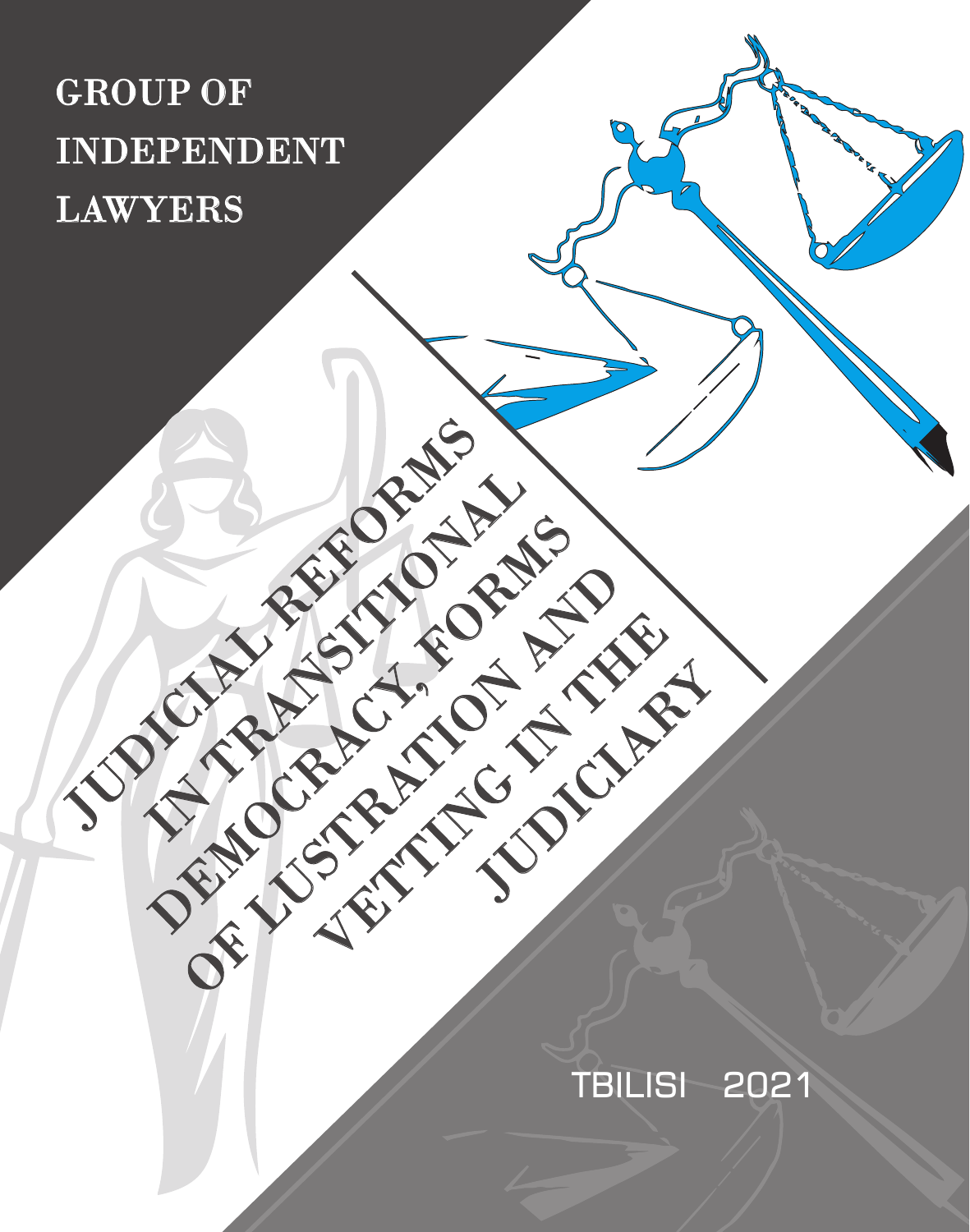GROUP OF INDEPENDENT LAWYERS

# JUDICIAL REFORMS IN TRANSITIONAL DEMOCRACY, FORMS OF LUSTRATION AND VETTING IN THE JUDICIARY

TBILISI 2021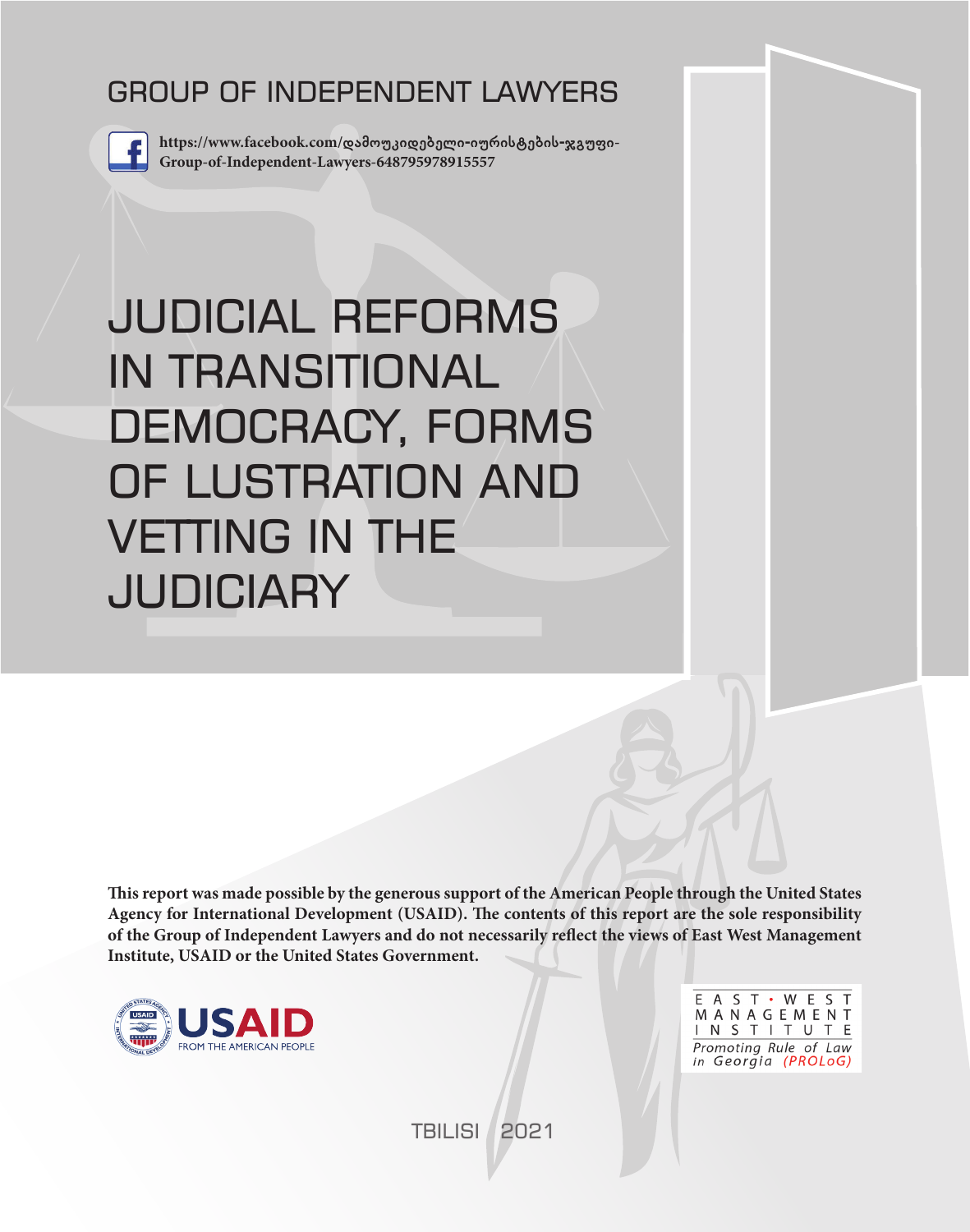GROUP OF INDEPENDENT LAWYERS

**https://www.facebook.com/დამოუკიდებელი-იურისტების-ჯგუფი-Group-of-Independent-Lawyers-648795978915557**

# JUDICIAL REFORMS IN TRANSITIONAL DEMOCRACY, FORMS OF LUSTRATION AND VETTING IN THE JUDICIARY

**This report was made possible by the generous support of the American People through the United States Agency for International Development (USAID). The contents of this report are the sole responsibility of the Group of Independent Lawyers and do not necessarily reflect the views of East West Management Institute, USAID or the United States Government.**

USAID FROM THE AMERICAN PEOPLE

EAST • WEST MANAGEMENT INSTITUTE
*Promoting Rule of Law in Georgia (PROLoG)*

TBILISI 2021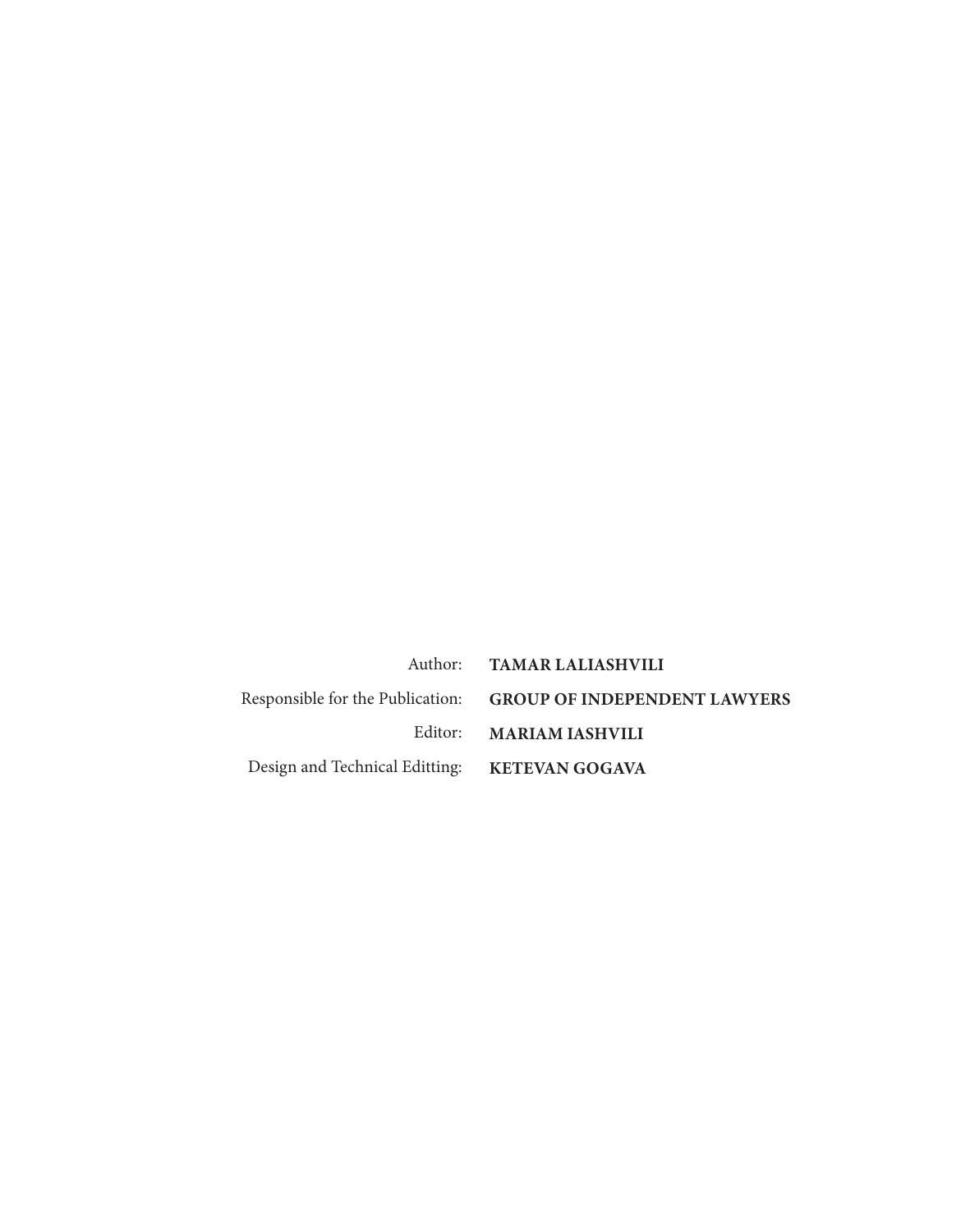Author: **TAMAR LALIASHVILI**

Responsible for the Publication: **GROUP OF INDEPENDENT LAWYERS**

Editor: **MARIAM IASHVILI**

Design and Technical Editting: **KETEVAN GOGAVA**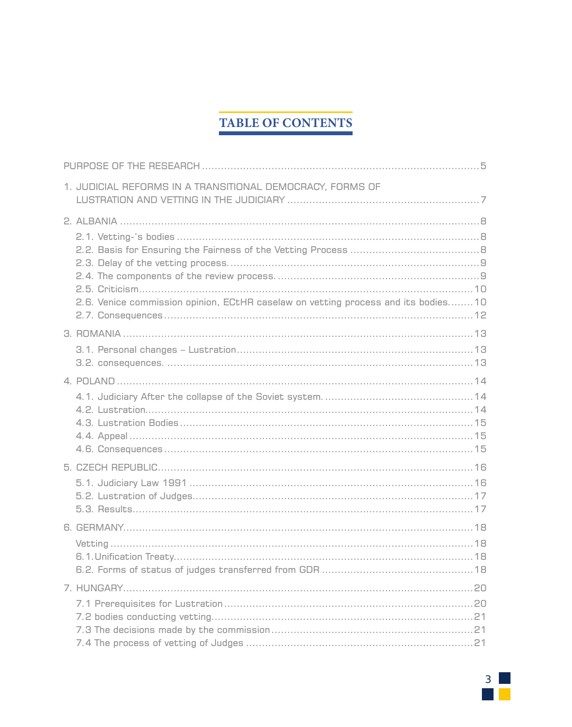# TABLE OF CONTENTS

PURPOSE OF THE RESEARCH ........................................................................................5

1. JUDICIAL REFORMS IN A TRANSITIONAL DEMOCRACY, FORMS OF LUSTRATION AND VETTING IN THE JUDICIARY ............................................................7

2. ALBANIA ..................................................................................................................8

- 2.1. Vetting-'s bodies ..............................................................................................8
- 2.2. Basis for Ensuring the Fairness of the Vetting Process ........................................8
- 2.3. Delay of the vetting process. .............................................................................9
- 2.4. The components of the review process. ...............................................................9
- 2.5. Criticism........................................................................................................10
- 2.6. Venice commission opinion, ECtHR caselaw on vetting process and its bodies........10
- 2.7. Consequences ................................................................................................12

3. ROMANIA ...............................................................................................................13

- 3.1. Personal changes – Lustration..........................................................................13
- 3.2. consequences. ...............................................................................................13

4. POLAND ..................................................................................................................14

- 4.1. Judiciary After the collapse of the Soviet system. ..............................................14
- 4.2. Lustration......................................................................................................14
- 4.3. Lustration Bodies ...........................................................................................15
- 4.4. Appeal ..........................................................................................................15
- 4.6. Consequences ................................................................................................15

5. CZECH REPUBLIC....................................................................................................16

- 5.1. Judiciary Law 1991 ........................................................................................16
- 5.2. Lustration of Judges.......................................................................................17
- 5.3. Results..........................................................................................................17

6. GERMANY................................................................................................................18

- Vetting .............................................................................................................18
- 6.1. Unification Treaty.............................................................................................18
- 6.2. Forms of status of judges transferred from GDR ...............................................18

7. HUNGARY................................................................................................................20

- 7.1 Prerequisites for Lustration ..............................................................................20
- 7.2 bodies conducting vetting.................................................................................21
- 7.3 The decisions made by the commission ..............................................................21
- 7.4 The process of vetting of Judges .......................................................................21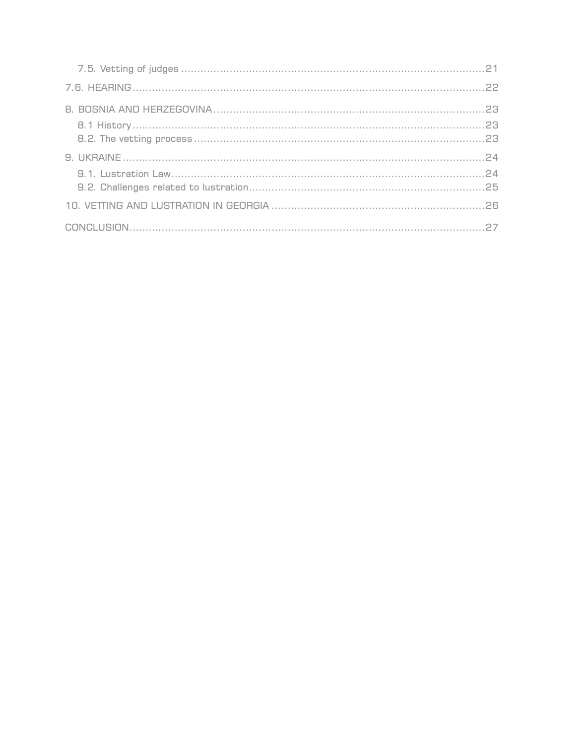- 7.5. Vetting of judges ....................................................................................21

7.6. HEARING ....................................................................................................22

8. BOSNIA AND HERZEGOVINA ...........................................................................23
- 8.1 History .....................................................................................................23
- 8.2. The vetting process ..................................................................................23

9. UKRAINE .......................................................................................................24
- 9.1. Lustration Law ..........................................................................................24
- 9.2. Challenges related to lustration ..................................................................25

10. VETTING AND LUSTRATION IN GEORGIA ........................................................26

CONCLUSION ......................................................................................................27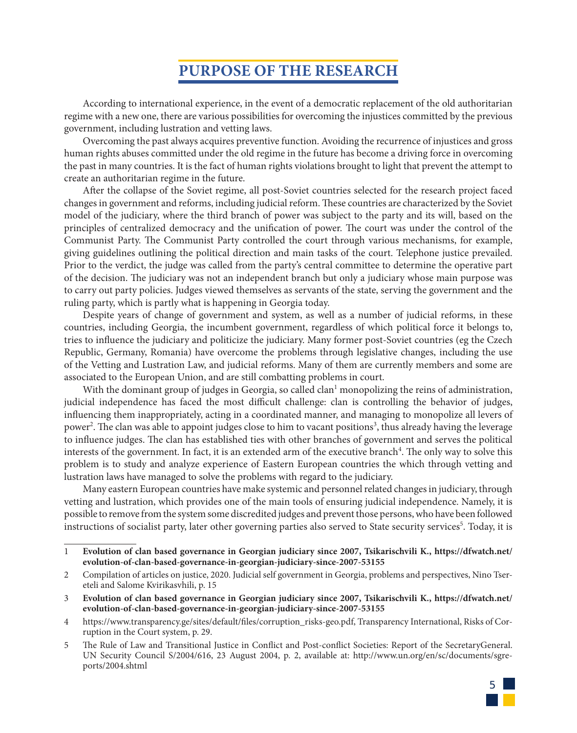# PURPOSE OF THE RESEARCH

According to international experience, in the event of a democratic replacement of the old authoritarian regime with a new one, there are various possibilities for overcoming the injustices committed by the previous government, including lustration and vetting laws.

Overcoming the past always acquires preventive function. Avoiding the recurrence of injustices and gross human rights abuses committed under the old regime in the future has become a driving force in overcoming the past in many countries. It is the fact of human rights violations brought to light that prevent the attempt to create an authoritarian regime in the future.

After the collapse of the Soviet regime, all post-Soviet countries selected for the research project faced changes in government and reforms, including judicial reform. These countries are characterized by the Soviet model of the judiciary, where the third branch of power was subject to the party and its will, based on the principles of centralized democracy and the unification of power. The court was under the control of the Communist Party. The Communist Party controlled the court through various mechanisms, for example, giving guidelines outlining the political direction and main tasks of the court. Telephone justice prevailed. Prior to the verdict, the judge was called from the party's central committee to determine the operative part of the decision. The judiciary was not an independent branch but only a judiciary whose main purpose was to carry out party policies. Judges viewed themselves as servants of the state, serving the government and the ruling party, which is partly what is happening in Georgia today.

Despite years of change of government and system, as well as a number of judicial reforms, in these countries, including Georgia, the incumbent government, regardless of which political force it belongs to, tries to influence the judiciary and politicize the judiciary. Many former post-Soviet countries (eg the Czech Republic, Germany, Romania) have overcome the problems through legislative changes, including the use of the Vetting and Lustration Law, and judicial reforms. Many of them are currently members and some are associated to the European Union, and are still combatting problems in court.

With the dominant group of judges in Georgia, so called clan[1] monopolizing the reins of administration, judicial independence has faced the most difficult challenge: clan is controlling the behavior of judges, influencing them inappropriately, acting in a coordinated manner, and managing to monopolize all levers of power[2]. The clan was able to appoint judges close to him to vacant positions[3], thus already having the leverage to influence judges. The clan has established ties with other branches of government and serves the political interests of the government. In fact, it is an extended arm of the executive branch[4]. The only way to solve this problem is to study and analyze experience of Eastern European countries the which through vetting and lustration laws have managed to solve the problems with regard to the judiciary.

Many eastern European countries have make systemic and personnel related changes in judiciary, through vetting and lustration, which provides one of the main tools of ensuring judicial independence. Namely, it is possible to remove from the system some discredited judges and prevent those persons, who have been followed instructions of socialist party, later other governing parties also served to State security services[5]. Today, it is

---

1 **Evolution of clan based governance in Georgian judiciary since 2007, Tsikarischvili K., https://dfwatch.net/evolution-of-clan-based-governance-in-georgian-judiciary-since-2007-53155**

2 Compilation of articles on justice, 2020. Judicial self government in Georgia, problems and perspectives, Nino Tsereteli and Salome Kvirikasvhili, p. 15

3 **Evolution of clan based governance in Georgian judiciary since 2007, Tsikarischvili K., https://dfwatch.net/evolution-of-clan-based-governance-in-georgian-judiciary-since-2007-53155**

4 https://www.transparency.ge/sites/default/files/corruption_risks-geo.pdf, Transparency International, Risks of Corruption in the Court system, p. 29.

5 The Rule of Law and Transitional Justice in Conflict and Post-conflict Societies: Report of the SecretaryGeneral. UN Security Council S/2004/616, 23 August 2004, p. 2, available at: http://www.un.org/en/sc/documents/sgreports/2004.shtml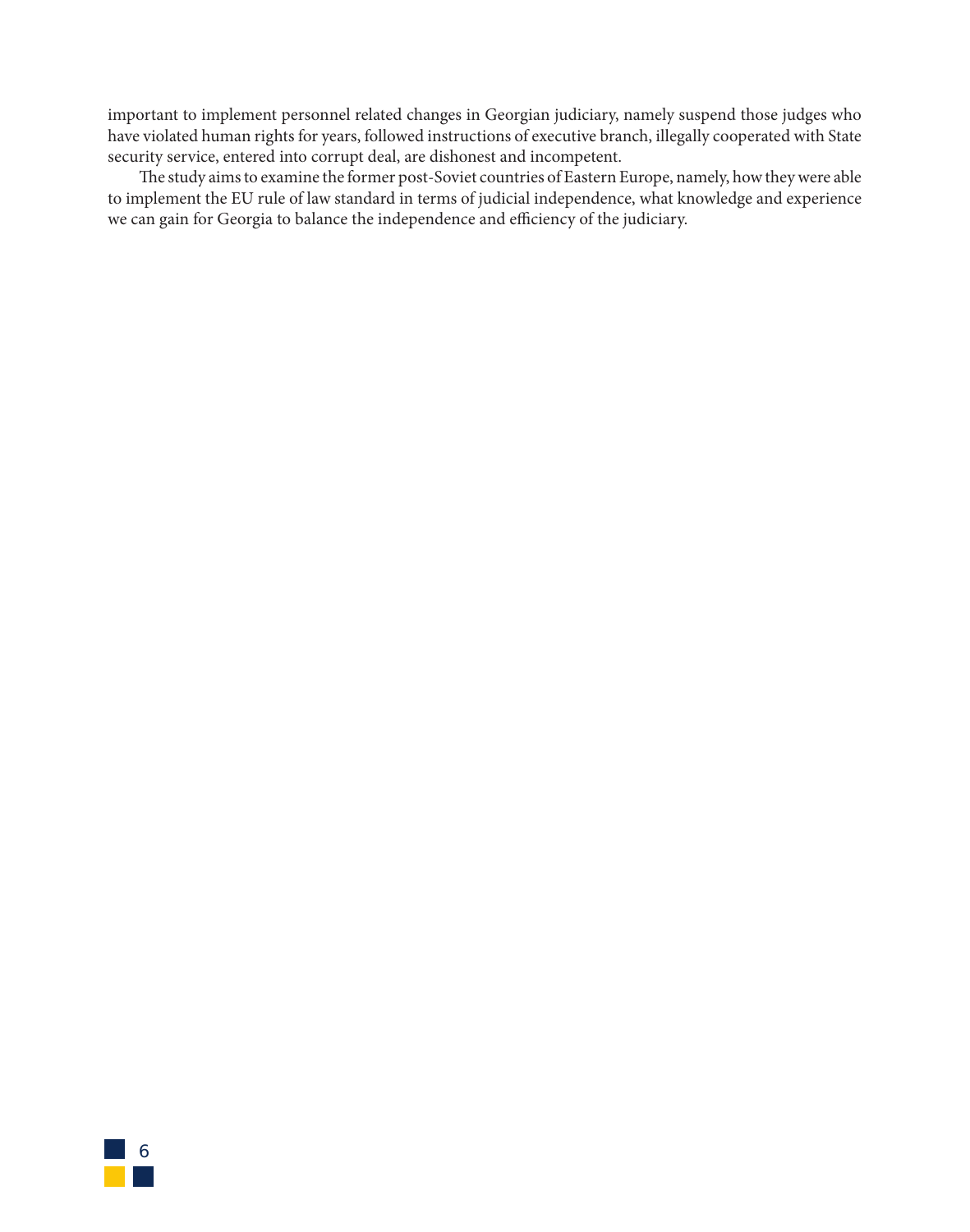important to implement personnel related changes in Georgian judiciary, namely suspend those judges who have violated human rights for years, followed instructions of executive branch, illegally cooperated with State security service, entered into corrupt deal, are dishonest and incompetent.

The study aims to examine the former post-Soviet countries of Eastern Europe, namely, how they were able to implement the EU rule of law standard in terms of judicial independence, what knowledge and experience we can gain for Georgia to balance the independence and efficiency of the judiciary.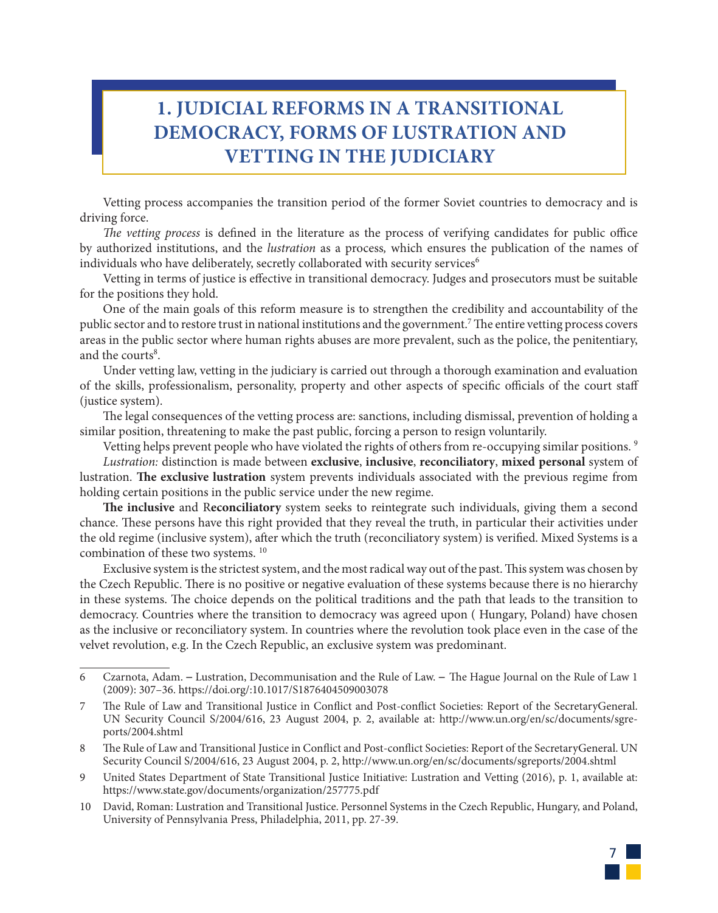# 1. JUDICIAL REFORMS IN A TRANSITIONAL DEMOCRACY, FORMS OF LUSTRATION AND VETTING IN THE JUDICIARY

Vetting process accompanies the transition period of the former Soviet countries to democracy and is driving force.

*The vetting process* is defined in the literature as the process of verifying candidates for public office by authorized institutions, and the *lustration* as a process*,* which ensures the publication of the names of individuals who have deliberately, secretly collaborated with security services[6]

Vetting in terms of justice is effective in transitional democracy. Judges and prosecutors must be suitable for the positions they hold.

One of the main goals of this reform measure is to strengthen the credibility and accountability of the public sector and to restore trust in national institutions and the government.[7] The entire vetting process covers areas in the public sector where human rights abuses are more prevalent, such as the police, the penitentiary, and the courts[8].

Under vetting law, vetting in the judiciary is carried out through a thorough examination and evaluation of the skills, professionalism, personality, property and other aspects of specific officials of the court staff (justice system).

The legal consequences of the vetting process are: sanctions, including dismissal, prevention of holding a similar position, threatening to make the past public, forcing a person to resign voluntarily.

Vetting helps prevent people who have violated the rights of others from re-occupying similar positions. [9]

*Lustration:* distinction is made between **exclusive**, **inclusive**, **reconciliatory**, **mixed personal** system of lustration. **The exclusive lustration** system prevents individuals associated with the previous regime from holding certain positions in the public service under the new regime.

**The inclusive** and R**econciliatory** system seeks to reintegrate such individuals, giving them a second chance. These persons have this right provided that they reveal the truth, in particular their activities under the old regime (inclusive system), after which the truth (reconciliatory system) is verified. Mixed Systems is a combination of these two systems. [10]

Exclusive system is the strictest system, and the most radical way out of the past. This system was chosen by the Czech Republic. There is no positive or negative evaluation of these systems because there is no hierarchy in these systems. The choice depends on the political traditions and the path that leads to the transition to democracy. Countries where the transition to democracy was agreed upon ( Hungary, Poland) have chosen as the inclusive or reconciliatory system. In countries where the revolution took place even in the case of the velvet revolution, e.g. In the Czech Republic, an exclusive system was predominant.

---

6 Czarnota, Adam. – Lustration, Decommunisation and the Rule of Law. – The Hague Journal on the Rule of Law 1 (2009): 307–36. https://doi.org/:10.1017/S1876404509003078

7 The Rule of Law and Transitional Justice in Conflict and Post-conflict Societies: Report of the SecretaryGeneral. UN Security Council S/2004/616, 23 August 2004, p. 2, available at: http://www.un.org/en/sc/documents/sgreports/2004.shtml

8 The Rule of Law and Transitional Justice in Conflict and Post-conflict Societies: Report of the SecretaryGeneral. UN Security Council S/2004/616, 23 August 2004, p. 2, http://www.un.org/en/sc/documents/sgreports/2004.shtml

9 United States Department of State Transitional Justice Initiative: Lustration and Vetting (2016), p. 1, available at: https://www.state.gov/documents/organization/257775.pdf

10 David, Roman: Lustration and Transitional Justice. Personnel Systems in the Czech Republic, Hungary, and Poland, University of Pennsylvania Press, Philadelphia, 2011, pp. 27-39.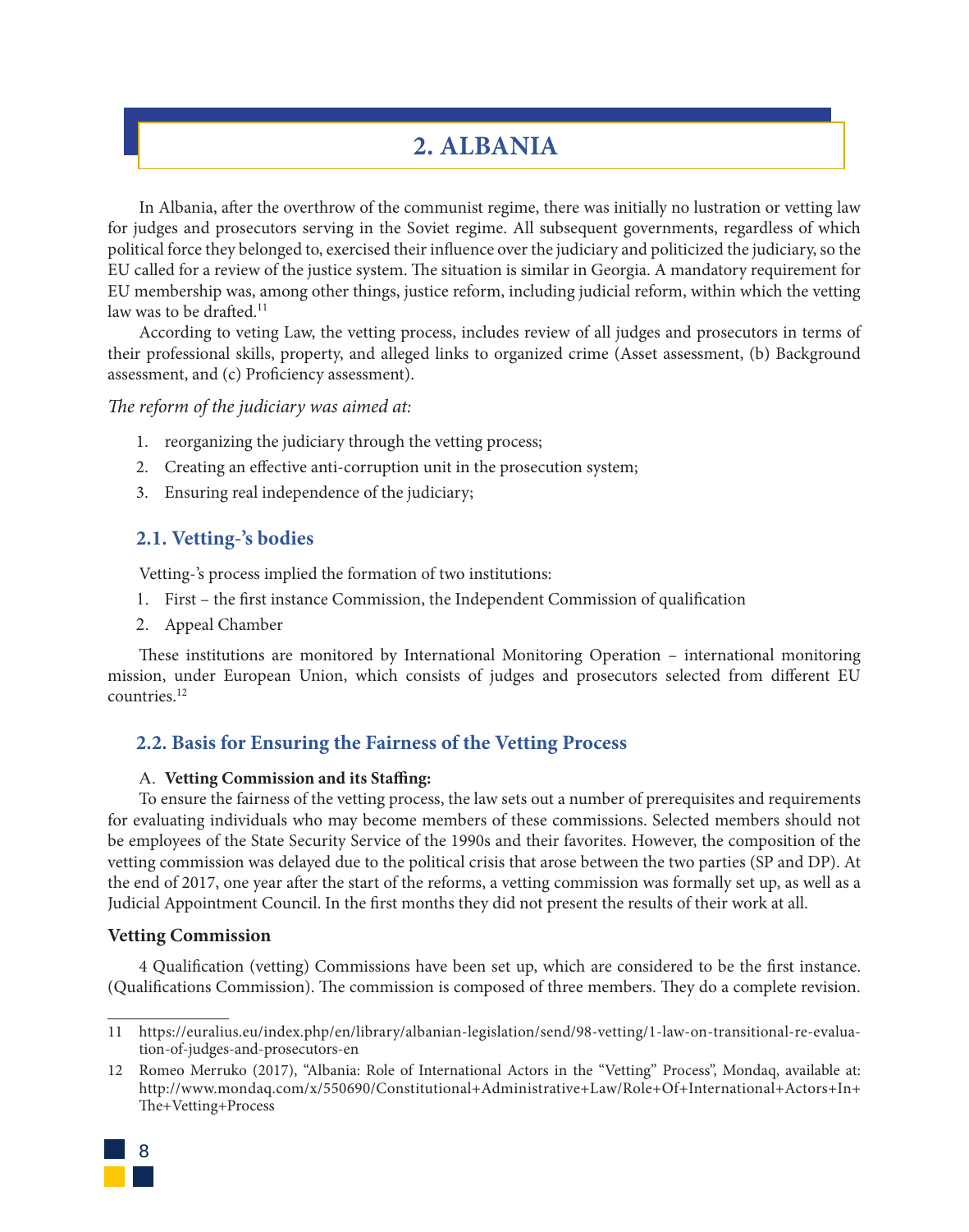# 2. ALBANIA

In Albania, after the overthrow of the communist regime, there was initially no lustration or vetting law for judges and prosecutors serving in the Soviet regime. All subsequent governments, regardless of which political force they belonged to, exercised their influence over the judiciary and politicized the judiciary, so the EU called for a review of the justice system. The situation is similar in Georgia. A mandatory requirement for EU membership was, among other things, justice reform, including judicial reform, within which the vetting law was to be drafted.[11]

According to veting Law, the vetting process, includes review of all judges and prosecutors in terms of their professional skills, property, and alleged links to organized crime (Asset assessment, (b) Background assessment, and (c) Proficiency assessment).

*The reform of the judiciary was aimed at:*

1. reorganizing the judiciary through the vetting process;
2. Creating an effective anti-corruption unit in the prosecution system;
3. Ensuring real independence of the judiciary;

## 2.1. Vetting-'s bodies

Vetting-'s process implied the formation of two institutions:

1. First – the first instance Commission, the Independent Commission of qualification
2. Appeal Chamber

These institutions are monitored by International Monitoring Operation – international monitoring mission, under European Union, which consists of judges and prosecutors selected from different EU countries.[12]

## 2.2. Basis for Ensuring the Fairness of the Vetting Process

A. **Vetting Commission and its Staffing:**

To ensure the fairness of the vetting process, the law sets out a number of prerequisites and requirements for evaluating individuals who may become members of these commissions. Selected members should not be employees of the State Security Service of the 1990s and their favorites. However, the composition of the vetting commission was delayed due to the political crisis that arose between the two parties (SP and DP). At the end of 2017, one year after the start of the reforms, a vetting commission was formally set up, as well as a Judicial Appointment Council. In the first months they did not present the results of their work at all.

**Vetting Commission**

4 Qualification (vetting) Commissions have been set up, which are considered to be the first instance. (Qualifications Commission). The commission is composed of three members. They do a complete revision.

11 https://euralius.eu/index.php/en/library/albanian-legislation/send/98-vetting/1-law-on-transitional-re-evaluation-of-judges-and-prosecutors-en

12 Romeo Merruko (2017), "Albania: Role of International Actors in the "Vetting" Process", Mondaq, available at: http://www.mondaq.com/x/550690/Constitutional+Administrative+Law/Role+Of+International+Actors+In+The+Vetting+Process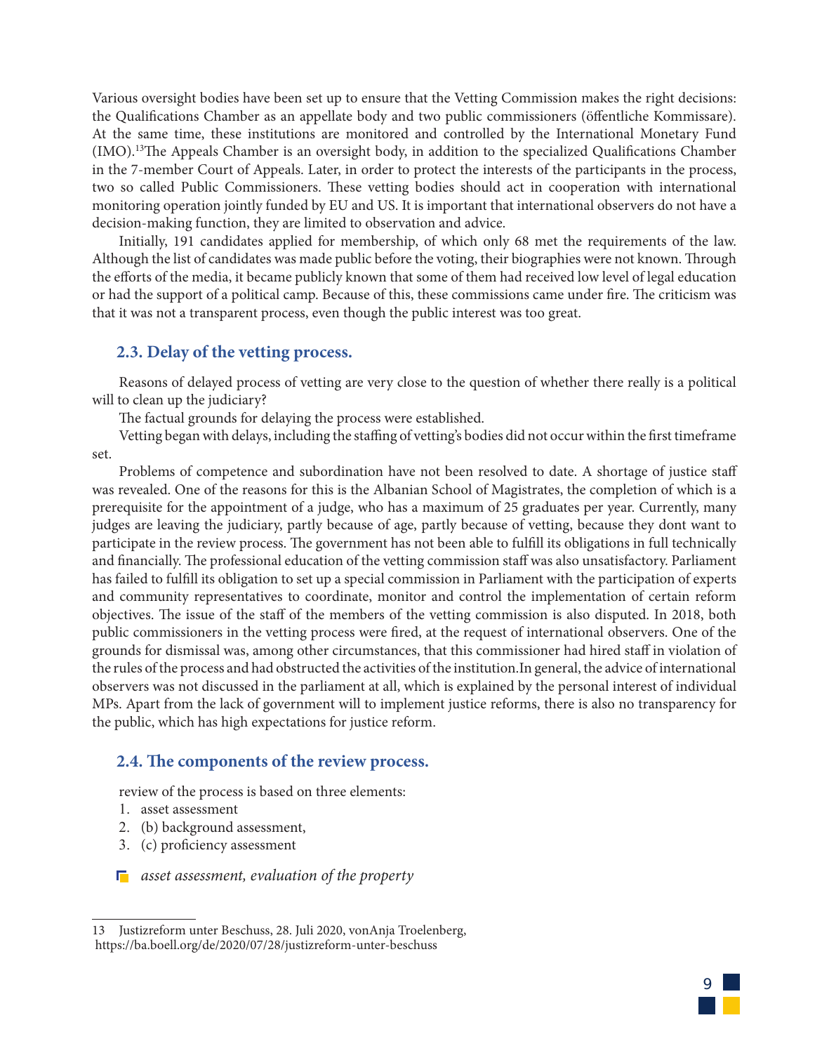Various oversight bodies have been set up to ensure that the Vetting Commission makes the right decisions: the Qualifications Chamber as an appellate body and two public commissioners (öffentliche Kommissare). At the same time, these institutions are monitored and controlled by the International Monetary Fund (IMO).[13]The Appeals Chamber is an oversight body, in addition to the specialized Qualifications Chamber in the 7-member Court of Appeals. Later, in order to protect the interests of the participants in the process, two so called Public Commissioners. These vetting bodies should act in cooperation with international monitoring operation jointly funded by EU and US. It is important that international observers do not have a decision-making function, they are limited to observation and advice.

Initially, 191 candidates applied for membership, of which only 68 met the requirements of the law. Although the list of candidates was made public before the voting, their biographies were not known. Through the efforts of the media, it became publicly known that some of them had received low level of legal education or had the support of a political camp. Because of this, these commissions came under fire. The criticism was that it was not a transparent process, even though the public interest was too great.

### 2.3. Delay of the vetting process.

Reasons of delayed process of vetting are very close to the question of whether there really is a political will to clean up the judiciary?

The factual grounds for delaying the process were established.

Vetting began with delays, including the staffing of vetting's bodies did not occur within the first timeframe set.

Problems of competence and subordination have not been resolved to date. A shortage of justice staff was revealed. One of the reasons for this is the Albanian School of Magistrates, the completion of which is a prerequisite for the appointment of a judge, who has a maximum of 25 graduates per year. Currently, many judges are leaving the judiciary, partly because of age, partly because of vetting, because they dont want to participate in the review process. The government has not been able to fulfill its obligations in full technically and financially. The professional education of the vetting commission staff was also unsatisfactory. Parliament has failed to fulfill its obligation to set up a special commission in Parliament with the participation of experts and community representatives to coordinate, monitor and control the implementation of certain reform objectives. The issue of the staff of the members of the vetting commission is also disputed. In 2018, both public commissioners in the vetting process were fired, at the request of international observers. One of the grounds for dismissal was, among other circumstances, that this commissioner had hired staff in violation of the rules of the process and had obstructed the activities of the institution.In general, the advice of international observers was not discussed in the parliament at all, which is explained by the personal interest of individual MPs. Apart from the lack of government will to implement justice reforms, there is also no transparency for the public, which has high expectations for justice reform.

### 2.4. The components of the review process.

review of the process is based on three elements:

1. asset assessment
2. (b) background assessment,
3. (c) proficiency assessment

- *asset assessment, evaluation of the property*

---

13 Justizreform unter Beschuss, 28. Juli 2020, vonAnja Troelenberg, https://ba.boell.org/de/2020/07/28/justizreform-unter-beschuss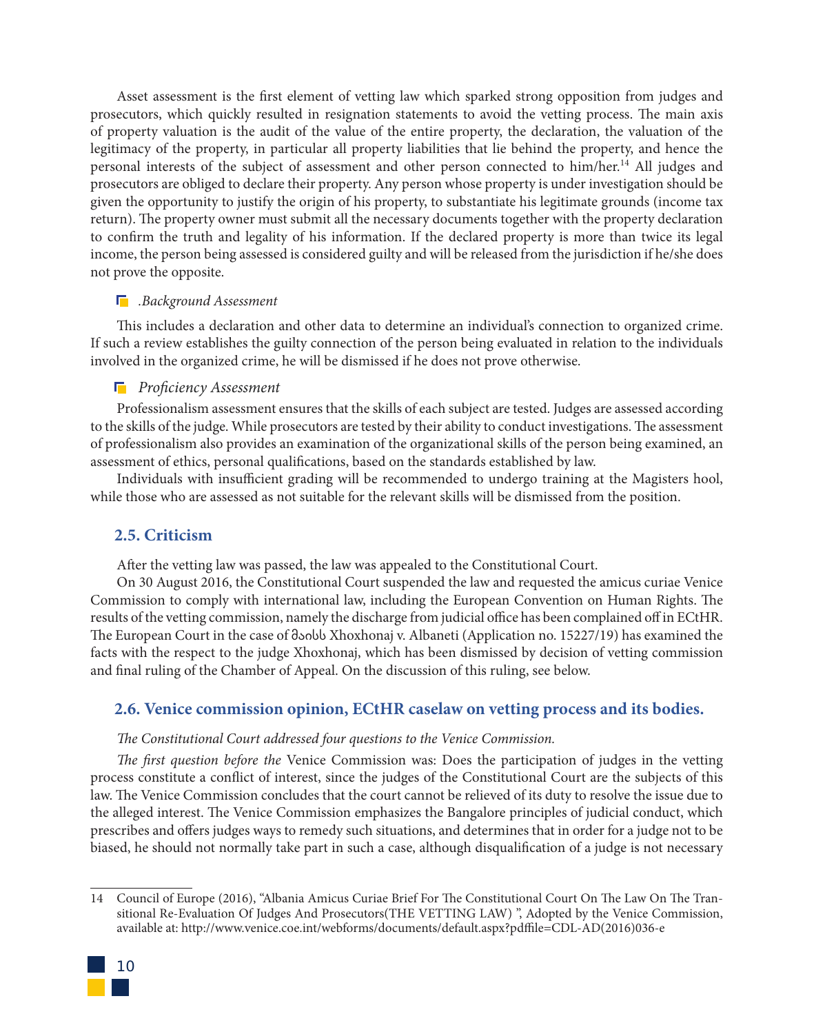Asset assessment is the first element of vetting law which sparked strong opposition from judges and prosecutors, which quickly resulted in resignation statements to avoid the vetting process. The main axis of property valuation is the audit of the value of the entire property, the declaration, the valuation of the legitimacy of the property, in particular all property liabilities that lie behind the property, and hence the personal interests of the subject of assessment and other person connected to him/her.[14] All judges and prosecutors are obliged to declare their property. Any person whose property is under investigation should be given the opportunity to justify the origin of his property, to substantiate his legitimate grounds (income tax return). The property owner must submit all the necessary documents together with the property declaration to confirm the truth and legality of his information. If the declared property is more than twice its legal income, the person being assessed is considered guilty and will be released from the jurisdiction if he/she does not prove the opposite.

- *.Background Assessment*

This includes a declaration and other data to determine an individual's connection to organized crime. If such a review establishes the guilty connection of the person being evaluated in relation to the individuals involved in the organized crime, he will be dismissed if he does not prove otherwise.

- *Proficiency Assessment*

Professionalism assessment ensures that the skills of each subject are tested. Judges are assessed according to the skills of the judge. While prosecutors are tested by their ability to conduct investigations. The assessment of professionalism also provides an examination of the organizational skills of the person being examined, an assessment of ethics, personal qualifications, based on the standards established by law.

Individuals with insufficient grading will be recommended to undergo training at the Magisters hool, while those who are assessed as not suitable for the relevant skills will be dismissed from the position.

## 2.5. Criticism

After the vetting law was passed, the law was appealed to the Constitutional Court.

On 30 August 2016, the Constitutional Court suspended the law and requested the amicus curiae Venice Commission to comply with international law, including the European Convention on Human Rights. The results of the vetting commission, namely the discharge from judicial office has been complained off in ECtHR. The European Court in the case of მაისს Xhoxhonaj v. Albaneti (Application no. 15227/19) has examined the facts with the respect to the judge Xhoxhonaj, which has been dismissed by decision of vetting commission and final ruling of the Chamber of Appeal. On the discussion of this ruling, see below.

## 2.6. Venice commission opinion, ECtHR caselaw on vetting process and its bodies.

*The Constitutional Court addressed four questions to the Venice Commission.*

*The first question before the* Venice Commission was: Does the participation of judges in the vetting process constitute a conflict of interest, since the judges of the Constitutional Court are the subjects of this law. The Venice Commission concludes that the court cannot be relieved of its duty to resolve the issue due to the alleged interest. The Venice Commission emphasizes the Bangalore principles of judicial conduct, which prescribes and offers judges ways to remedy such situations, and determines that in order for a judge not to be biased, he should not normally take part in such a case, although disqualification of a judge is not necessary

---

14 Council of Europe (2016), "Albania Amicus Curiae Brief For The Constitutional Court On The Law On The Transitional Re-Evaluation Of Judges And Prosecutors(THE VETTING LAW) ", Adopted by the Venice Commission, available at: http://www.venice.coe.int/webforms/documents/default.aspx?pdffile=CDL-AD(2016)036-e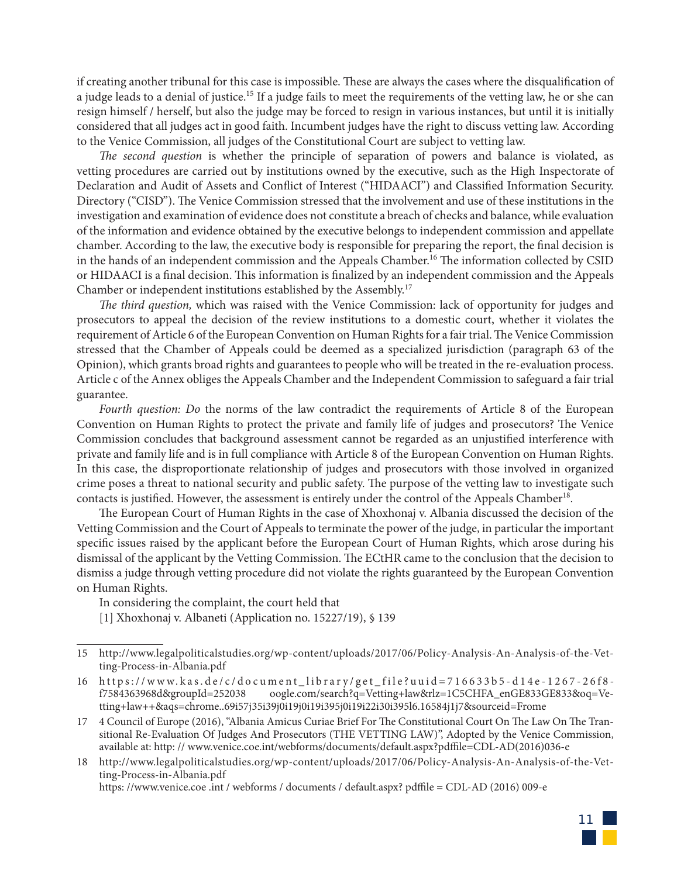if creating another tribunal for this case is impossible. These are always the cases where the disqualification of a judge leads to a denial of justice.[15] If a judge fails to meet the requirements of the vetting law, he or she can resign himself / herself, but also the judge may be forced to resign in various instances, but until it is initially considered that all judges act in good faith. Incumbent judges have the right to discuss vetting law. According to the Venice Commission, all judges of the Constitutional Court are subject to vetting law.

*The second question* is whether the principle of separation of powers and balance is violated, as vetting procedures are carried out by institutions owned by the executive, such as the High Inspectorate of Declaration and Audit of Assets and Conflict of Interest ("HIDAACI") and Classified Information Security. Directory ("CISD"). The Venice Commission stressed that the involvement and use of these institutions in the investigation and examination of evidence does not constitute a breach of checks and balance, while evaluation of the information and evidence obtained by the executive belongs to independent commission and appellate chamber. According to the law, the executive body is responsible for preparing the report, the final decision is in the hands of an independent commission and the Appeals Chamber.[16] The information collected by CSID or HIDAACI is a final decision. This information is finalized by an independent commission and the Appeals Chamber or independent institutions established by the Assembly.[17]

*The third question,* which was raised with the Venice Commission: lack of opportunity for judges and prosecutors to appeal the decision of the review institutions to a domestic court, whether it violates the requirement of Article 6 of the European Convention on Human Rights for a fair trial. The Venice Commission stressed that the Chamber of Appeals could be deemed as a specialized jurisdiction (paragraph 63 of the Opinion), which grants broad rights and guarantees to people who will be treated in the re-evaluation process. Article c of the Annex obliges the Appeals Chamber and the Independent Commission to safeguard a fair trial guarantee.

*Fourth question: Do* the norms of the law contradict the requirements of Article 8 of the European Convention on Human Rights to protect the private and family life of judges and prosecutors? The Venice Commission concludes that background assessment cannot be regarded as an unjustified interference with private and family life and is in full compliance with Article 8 of the European Convention on Human Rights. In this case, the disproportionate relationship of judges and prosecutors with those involved in organized crime poses a threat to national security and public safety. The purpose of the vetting law to investigate such contacts is justified. However, the assessment is entirely under the control of the Appeals Chamber[18].

The European Court of Human Rights in the case of Xhoxhonaj v. Albania discussed the decision of the Vetting Commission and the Court of Appeals to terminate the power of the judge, in particular the important specific issues raised by the applicant before the European Court of Human Rights, which arose during his dismissal of the applicant by the Vetting Commission. The ECtHR came to the conclusion that the decision to dismiss a judge through vetting procedure did not violate the rights guaranteed by the European Convention on Human Rights.

In considering the complaint, the court held that

[1] Xhoxhonaj v. Albaneti (Application no. 15227/19), § 139

---

15 http://www.legalpoliticalstudies.org/wp-content/uploads/2017/06/Policy-Analysis-An-Analysis-of-the-Vetting-Process-in-Albania.pdf

16 https://www.kas.de/c/document_library/get_file?uuid=716633b5-d14e-1267-26f8-f7584363968d&groupId=252038 oogle.com/search?q=Vetting+law&rlz=1C5CHFA_enGE833GE833&oq=Vetting+law++&aqs=chrome..69i57j35i39j0i19j0i19i395j0i19i22i30i395l6.16584j1j7&sourceid=Frome

17 4 Council of Europe (2016), "Albania Amicus Curiae Brief For The Constitutional Court On The Law On The Transitional Re-Evaluation Of Judges And Prosecutors (THE VETTING LAW)", Adopted by the Venice Commission, available at: http: // www.venice.coe.int/webforms/documents/default.aspx?pdffile=CDL-AD(2016)036-e

18 http://www.legalpoliticalstudies.org/wp-content/uploads/2017/06/Policy-Analysis-An-Analysis-of-the-Vetting-Process-in-Albania.pdf
https: //www.venice.coe .int / webforms / documents / default.aspx? pdffile = CDL-AD (2016) 009-e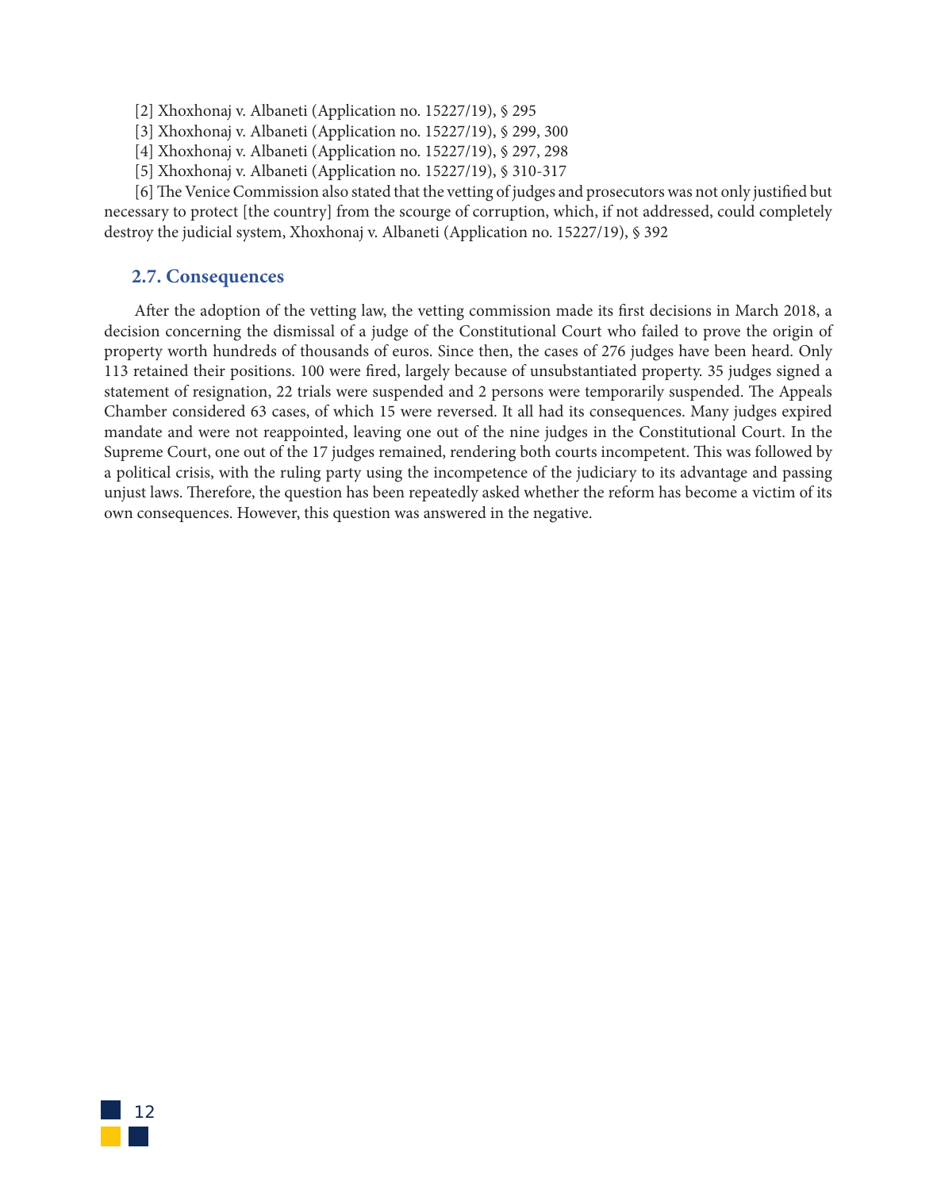[2] Xhoxhonaj v. Albaneti (Application no. 15227/19), § 295

[3] Xhoxhonaj v. Albaneti (Application no. 15227/19), § 299, 300

[4] Xhoxhonaj v. Albaneti (Application no. 15227/19), § 297, 298

[5] Xhoxhonaj v. Albaneti (Application no. 15227/19), § 310-317

[6] The Venice Commission also stated that the vetting of judges and prosecutors was not only justified but necessary to protect [the country] from the scourge of corruption, which, if not addressed, could completely destroy the judicial system, Xhoxhonaj v. Albaneti (Application no. 15227/19), § 392

### 2.7. Consequences

After the adoption of the vetting law, the vetting commission made its first decisions in March 2018, a decision concerning the dismissal of a judge of the Constitutional Court who failed to prove the origin of property worth hundreds of thousands of euros. Since then, the cases of 276 judges have been heard. Only 113 retained their positions. 100 were fired, largely because of unsubstantiated property. 35 judges signed a statement of resignation, 22 trials were suspended and 2 persons were temporarily suspended. The Appeals Chamber considered 63 cases, of which 15 were reversed. It all had its consequences. Many judges expired mandate and were not reappointed, leaving one out of the nine judges in the Constitutional Court. In the Supreme Court, one out of the 17 judges remained, rendering both courts incompetent. This was followed by a political crisis, with the ruling party using the incompetence of the judiciary to its advantage and passing unjust laws. Therefore, the question has been repeatedly asked whether the reform has become a victim of its own consequences. However, this question was answered in the negative.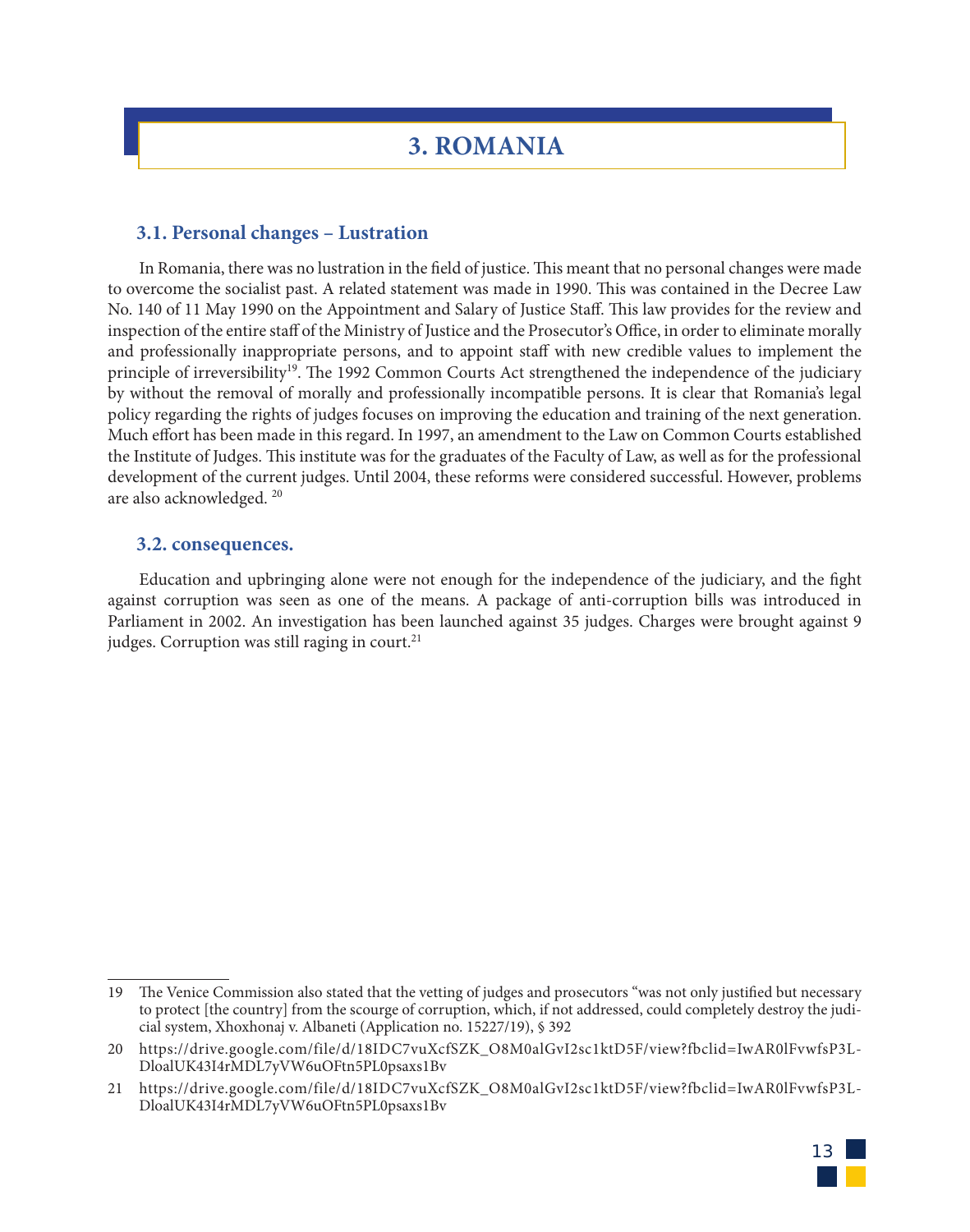# 3. ROMANIA

## 3.1. Personal changes – Lustration

In Romania, there was no lustration in the field of justice. This meant that no personal changes were made to overcome the socialist past. A related statement was made in 1990. This was contained in the Decree Law No. 140 of 11 May 1990 on the Appointment and Salary of Justice Staff. This law provides for the review and inspection of the entire staff of the Ministry of Justice and the Prosecutor's Office, in order to eliminate morally and professionally inappropriate persons, and to appoint staff with new credible values to implement the principle of irreversibility[19]. The 1992 Common Courts Act strengthened the independence of the judiciary by without the removal of morally and professionally incompatible persons. It is clear that Romania's legal policy regarding the rights of judges focuses on improving the education and training of the next generation. Much effort has been made in this regard. In 1997, an amendment to the Law on Common Courts established the Institute of Judges. This institute was for the graduates of the Faculty of Law, as well as for the professional development of the current judges. Until 2004, these reforms were considered successful. However, problems are also acknowledged. [20]

## 3.2. consequences.

Education and upbringing alone were not enough for the independence of the judiciary, and the fight against corruption was seen as one of the means. A package of anti-corruption bills was introduced in Parliament in 2002. An investigation has been launched against 35 judges. Charges were brought against 9 judges. Corruption was still raging in court.[21]

---

19 The Venice Commission also stated that the vetting of judges and prosecutors "was not only justified but necessary to protect [the country] from the scourge of corruption, which, if not addressed, could completely destroy the judicial system, Xhoxhonaj v. Albaneti (Application no. 15227/19), § 392

20 https://drive.google.com/file/d/18IDC7vuXcfSZK_O8M0alGvI2sc1ktD5F/view?fbclid=IwAR0lFvwfsP3LDloalUK43I4rMDL7yVW6uOFtn5PL0psaxs1Bv

21 https://drive.google.com/file/d/18IDC7vuXcfSZK_O8M0alGvI2sc1ktD5F/view?fbclid=IwAR0lFvwfsP3LDloalUK43I4rMDL7yVW6uOFtn5PL0psaxs1Bv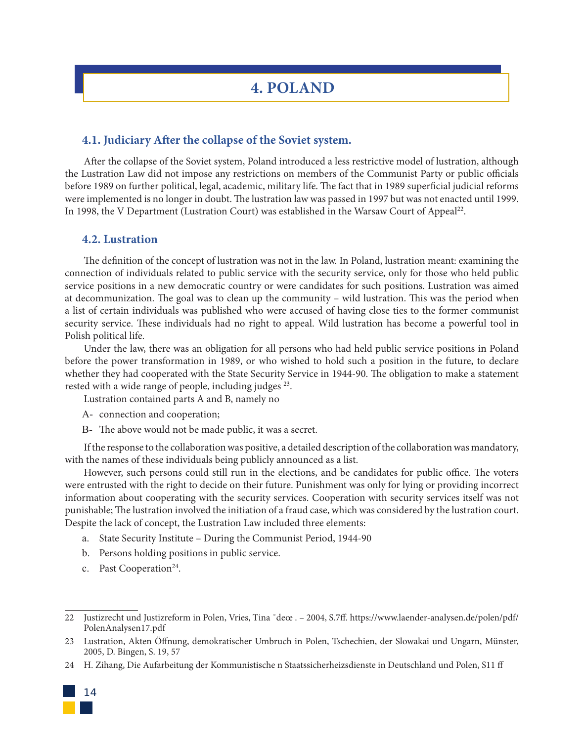# 4. POLAND

## 4.1. Judiciary After the collapse of the Soviet system.

After the collapse of the Soviet system, Poland introduced a less restrictive model of lustration, although the Lustration Law did not impose any restrictions on members of the Communist Party or public officials before 1989 on further political, legal, academic, military life. The fact that in 1989 superficial judicial reforms were implemented is no longer in doubt. The lustration law was passed in 1997 but was not enacted until 1999. In 1998, the V Department (Lustration Court) was established in the Warsaw Court of Appeal[22].

## 4.2. Lustration

The definition of the concept of lustration was not in the law. In Poland, lustration meant: examining the connection of individuals related to public service with the security service, only for those who held public service positions in a new democratic country or were candidates for such positions. Lustration was aimed at decommunization. The goal was to clean up the community – wild lustration. This was the period when a list of certain individuals was published who were accused of having close ties to the former communist security service. These individuals had no right to appeal. Wild lustration has become a powerful tool in Polish political life.

Under the law, there was an obligation for all persons who had held public service positions in Poland before the power transformation in 1989, or who wished to hold such a position in the future, to declare whether they had cooperated with the State Security Service in 1944-90. The obligation to make a statement rested with a wide range of people, including judges [23].

Lustration contained parts A and B, namely no

A- connection and cooperation;

B- The above would not be made public, it was a secret.

If the response to the collaboration was positive, a detailed description of the collaboration was mandatory, with the names of these individuals being publicly announced as a list.

However, such persons could still run in the elections, and be candidates for public office. The voters were entrusted with the right to decide on their future. Punishment was only for lying or providing incorrect information about cooperating with the security services. Cooperation with security services itself was not punishable; The lustration involved the initiation of a fraud case, which was considered by the lustration court. Despite the lack of concept, the Lustration Law included three elements:

a. State Security Institute – During the Communist Period, 1944-90
b. Persons holding positions in public service.
c. Past Cooperation[24].

---

22 Justizrecht und Justizreform in Polen, Vries, Tina ˜deœ . – 2004, S.7ff. https://www.laender-analysen.de/polen/pdf/PolenAnalysen17.pdf

23 Lustration, Akten Öffnung, demokratischer Umbruch in Polen, Tschechien, der Slowakai und Ungarn, Münster, 2005, D. Bingen, S. 19, 57

24 H. Zihang, Die Aufarbeitung der Kommunistische n Staatssicherheizsdienste in Deutschland und Polen, S11 ff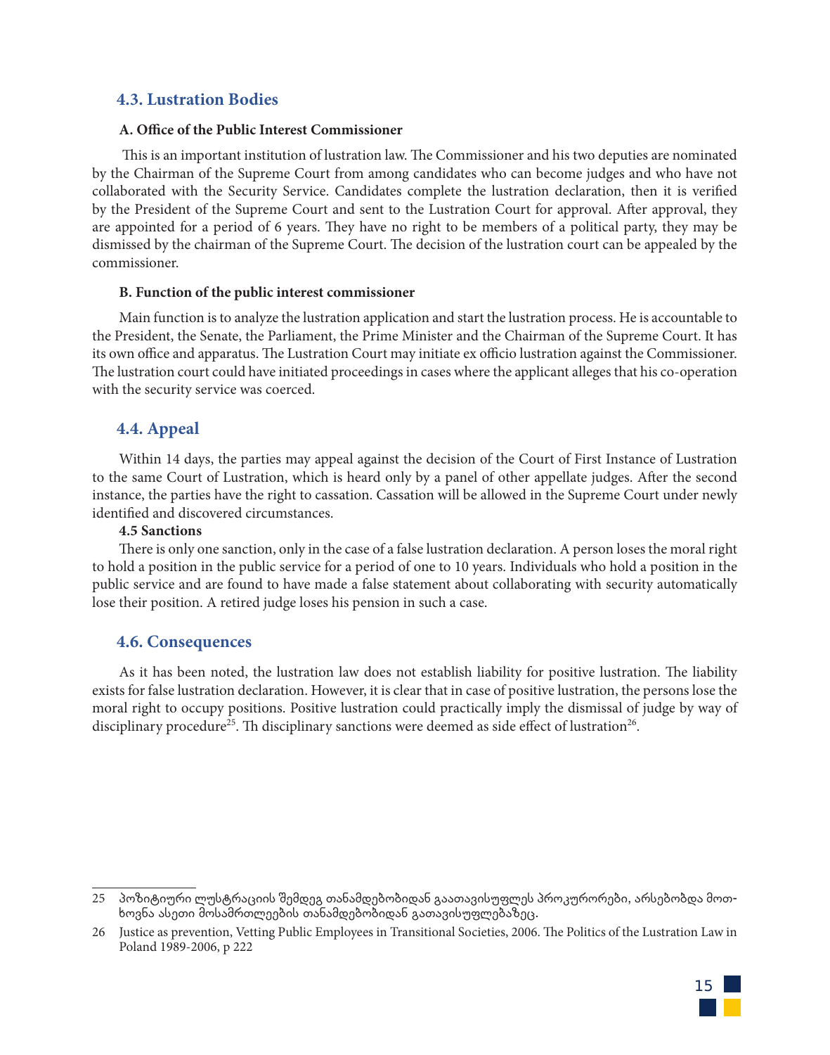## 4.3. Lustration Bodies

**A. Office of the Public Interest Commissioner**

This is an important institution of lustration law. The Commissioner and his two deputies are nominated by the Chairman of the Supreme Court from among candidates who can become judges and who have not collaborated with the Security Service. Candidates complete the lustration declaration, then it is verified by the President of the Supreme Court and sent to the Lustration Court for approval. After approval, they are appointed for a period of 6 years. They have no right to be members of a political party, they may be dismissed by the chairman of the Supreme Court. The decision of the lustration court can be appealed by the commissioner.

**B. Function of the public interest commissioner**

Main function is to analyze the lustration application and start the lustration process. He is accountable to the President, the Senate, the Parliament, the Prime Minister and the Chairman of the Supreme Court. It has its own office and apparatus. The Lustration Court may initiate ex officio lustration against the Commissioner. The lustration court could have initiated proceedings in cases where the applicant alleges that his co-operation with the security service was coerced.

## 4.4. Appeal

Within 14 days, the parties may appeal against the decision of the Court of First Instance of Lustration to the same Court of Lustration, which is heard only by a panel of other appellate judges. After the second instance, the parties have the right to cassation. Cassation will be allowed in the Supreme Court under newly identified and discovered circumstances.

**4.5 Sanctions**

There is only one sanction, only in the case of a false lustration declaration. A person loses the moral right to hold a position in the public service for a period of one to 10 years. Individuals who hold a position in the public service and are found to have made a false statement about collaborating with security automatically lose their position. A retired judge loses his pension in such a case.

## 4.6. Consequences

As it has been noted, the lustration law does not establish liability for positive lustration. The liability exists for false lustration declaration. However, it is clear that in case of positive lustration, the persons lose the moral right to occupy positions. Positive lustration could practically imply the dismissal of judge by way of disciplinary procedure[25]. Th disciplinary sanctions were deemed as side effect of lustration[26].

---

25 პოზიტიური ლუსტრაციის შემდეგ თანამდებობიდან გაათავისუფლეს პროკურორები, არსებობდა მოთხოვნა ასეთი მოსამართლეების თანამდებობიდან გათავისუფლებაზეც.

26 Justice as prevention, Vetting Public Employees in Transitional Societies, 2006. The Politics of the Lustration Law in Poland 1989-2006, p 222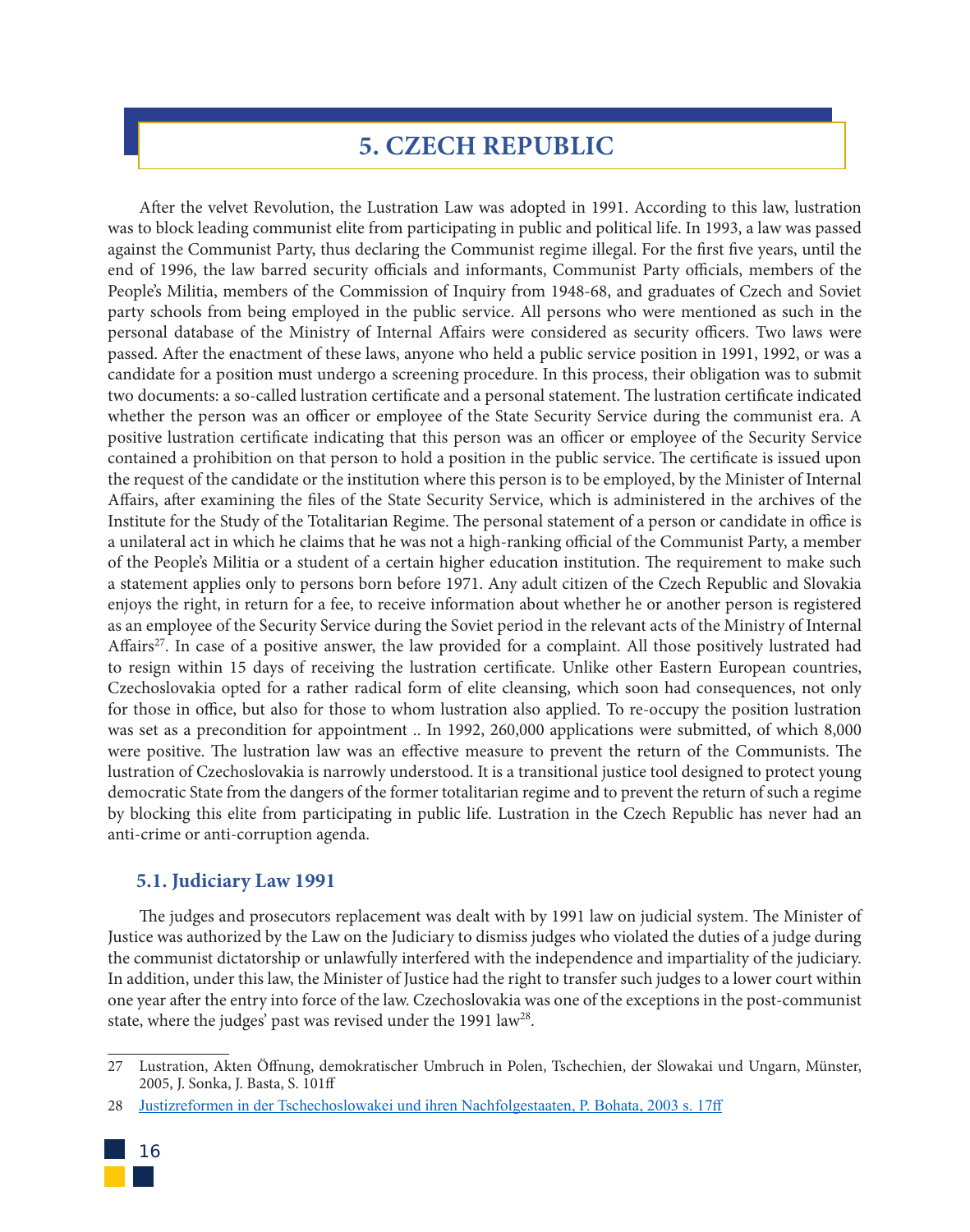# 5. CZECH REPUBLIC

After the velvet Revolution, the Lustration Law was adopted in 1991. According to this law, lustration was to block leading communist elite from participating in public and political life. In 1993, a law was passed against the Communist Party, thus declaring the Communist regime illegal. For the first five years, until the end of 1996, the law barred security officials and informants, Communist Party officials, members of the People's Militia, members of the Commission of Inquiry from 1948-68, and graduates of Czech and Soviet party schools from being employed in the public service. All persons who were mentioned as such in the personal database of the Ministry of Internal Affairs were considered as security officers. Two laws were passed. After the enactment of these laws, anyone who held a public service position in 1991, 1992, or was a candidate for a position must undergo a screening procedure. In this process, their obligation was to submit two documents: a so-called lustration certificate and a personal statement. The lustration certificate indicated whether the person was an officer or employee of the State Security Service during the communist era. A positive lustration certificate indicating that this person was an officer or employee of the Security Service contained a prohibition on that person to hold a position in the public service. The certificate is issued upon the request of the candidate or the institution where this person is to be employed, by the Minister of Internal Affairs, after examining the files of the State Security Service, which is administered in the archives of the Institute for the Study of the Totalitarian Regime. The personal statement of a person or candidate in office is a unilateral act in which he claims that he was not a high-ranking official of the Communist Party, a member of the People's Militia or a student of a certain higher education institution. The requirement to make such a statement applies only to persons born before 1971. Any adult citizen of the Czech Republic and Slovakia enjoys the right, in return for a fee, to receive information about whether he or another person is registered as an employee of the Security Service during the Soviet period in the relevant acts of the Ministry of Internal Affairs[27]. In case of a positive answer, the law provided for a complaint. All those positively lustrated had to resign within 15 days of receiving the lustration certificate. Unlike other Eastern European countries, Czechoslovakia opted for a rather radical form of elite cleansing, which soon had consequences, not only for those in office, but also for those to whom lustration also applied. To re-occupy the position lustration was set as a precondition for appointment .. In 1992, 260,000 applications were submitted, of which 8,000 were positive. The lustration law was an effective measure to prevent the return of the Communists. The lustration of Czechoslovakia is narrowly understood. It is a transitional justice tool designed to protect young democratic State from the dangers of the former totalitarian regime and to prevent the return of such a regime by blocking this elite from participating in public life. Lustration in the Czech Republic has never had an anti-crime or anti-corruption agenda.

## 5.1. Judiciary Law 1991

The judges and prosecutors replacement was dealt with by 1991 law on judicial system. The Minister of Justice was authorized by the Law on the Judiciary to dismiss judges who violated the duties of a judge during the communist dictatorship or unlawfully interfered with the independence and impartiality of the judiciary. In addition, under this law, the Minister of Justice had the right to transfer such judges to a lower court within one year after the entry into force of the law. Czechoslovakia was one of the exceptions in the post-communist state, where the judges' past was revised under the 1991 law[28].

---

27 Lustration, Akten Öffnung, demokratischer Umbruch in Polen, Tschechien, der Slowakai und Ungarn, Münster, 2005, J. Sonka, J. Basta, S. 101ff

28 Justizreformen in der Tschechoslowakei und ihren Nachfolgestaaten, P. Bohata, 2003 s. 17ff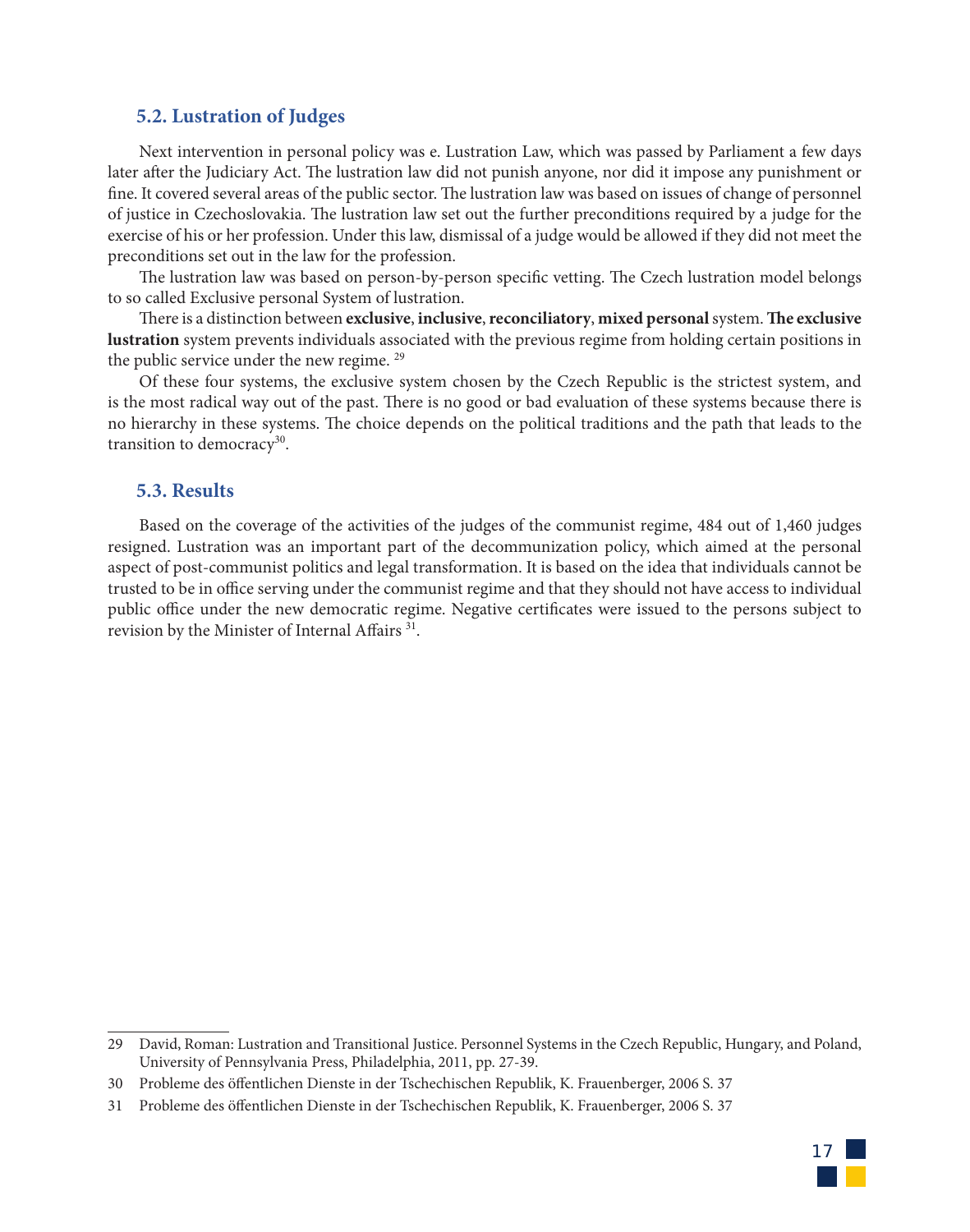## 5.2. Lustration of Judges

Next intervention in personal policy was e. Lustration Law, which was passed by Parliament a few days later after the Judiciary Act. The lustration law did not punish anyone, nor did it impose any punishment or fine. It covered several areas of the public sector. The lustration law was based on issues of change of personnel of justice in Czechoslovakia. The lustration law set out the further preconditions required by a judge for the exercise of his or her profession. Under this law, dismissal of a judge would be allowed if they did not meet the preconditions set out in the law for the profession.

The lustration law was based on person-by-person specific vetting. The Czech lustration model belongs to so called Exclusive personal System of lustration.

There is a distinction between **exclusive**, **inclusive**, **reconciliatory**, **mixed personal** system. **The exclusive lustration** system prevents individuals associated with the previous regime from holding certain positions in the public service under the new regime. [29]

Of these four systems, the exclusive system chosen by the Czech Republic is the strictest system, and is the most radical way out of the past. There is no good or bad evaluation of these systems because there is no hierarchy in these systems. The choice depends on the political traditions and the path that leads to the transition to democracy[30].

## 5.3. Results

Based on the coverage of the activities of the judges of the communist regime, 484 out of 1,460 judges resigned. Lustration was an important part of the decommunization policy, which aimed at the personal aspect of post-communist politics and legal transformation. It is based on the idea that individuals cannot be trusted to be in office serving under the communist regime and that they should not have access to individual public office under the new democratic regime. Negative certificates were issued to the persons subject to revision by the Minister of Internal Affairs [31].

---

29 David, Roman: Lustration and Transitional Justice. Personnel Systems in the Czech Republic, Hungary, and Poland, University of Pennsylvania Press, Philadelphia, 2011, pp. 27-39.

30 Probleme des öffentlichen Dienste in der Tschechischen Republik, K. Frauenberger, 2006 S. 37

31 Probleme des öffentlichen Dienste in der Tschechischen Republik, K. Frauenberger, 2006 S. 37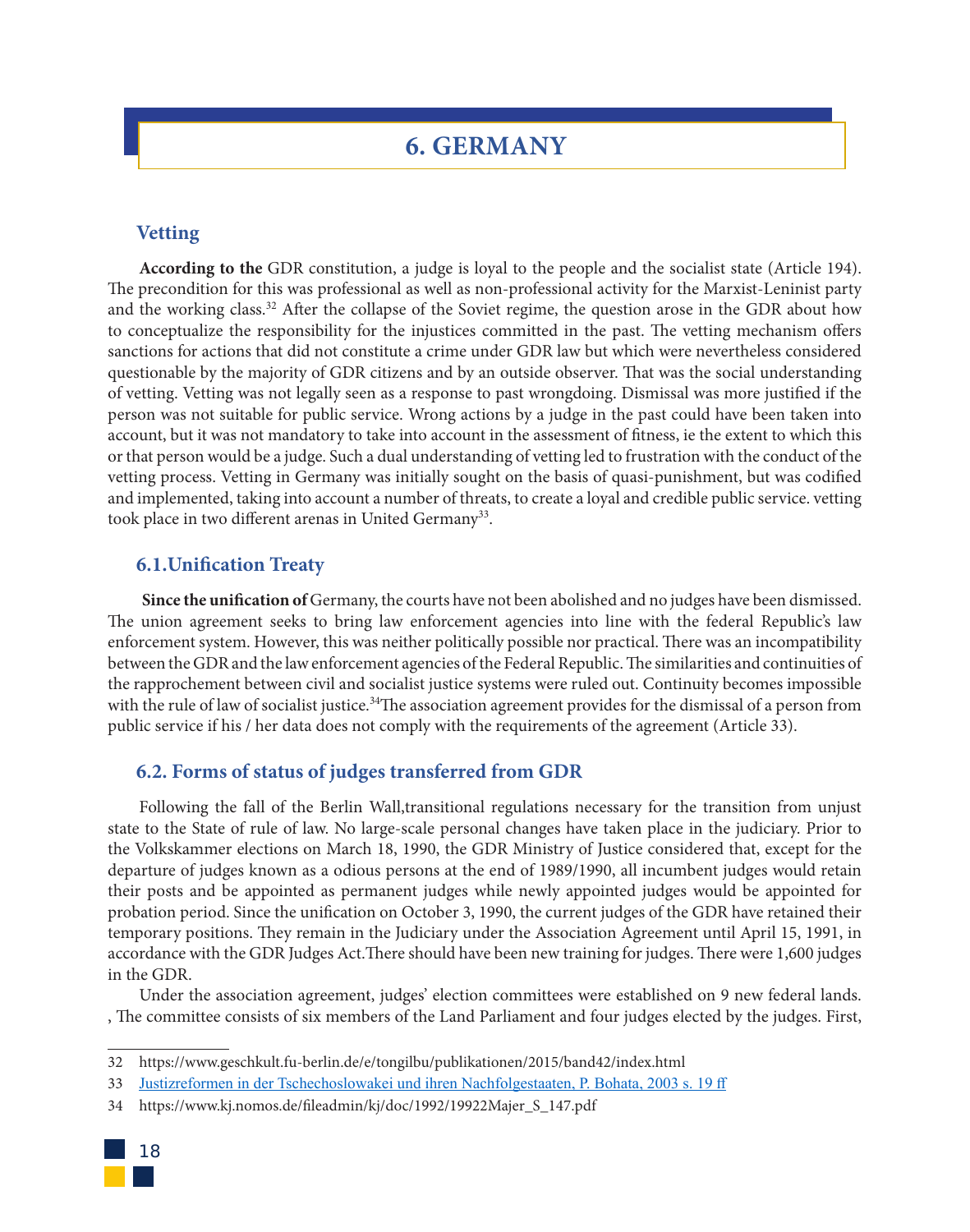# 6. GERMANY

## Vetting

**According to the** GDR constitution, a judge is loyal to the people and the socialist state (Article 194). The precondition for this was professional as well as non-professional activity for the Marxist-Leninist party and the working class.[32] After the collapse of the Soviet regime, the question arose in the GDR about how to conceptualize the responsibility for the injustices committed in the past. The vetting mechanism offers sanctions for actions that did not constitute a crime under GDR law but which were nevertheless considered questionable by the majority of GDR citizens and by an outside observer. That was the social understanding of vetting. Vetting was not legally seen as a response to past wrongdoing. Dismissal was more justified if the person was not suitable for public service. Wrong actions by a judge in the past could have been taken into account, but it was not mandatory to take into account in the assessment of fitness, ie the extent to which this or that person would be a judge. Such a dual understanding of vetting led to frustration with the conduct of the vetting process. Vetting in Germany was initially sought on the basis of quasi-punishment, but was codified and implemented, taking into account a number of threats, to create a loyal and credible public service. vetting took place in two different arenas in United Germany[33].

## 6.1.Unification Treaty

**Since the unification of** Germany, the courts have not been abolished and no judges have been dismissed. The union agreement seeks to bring law enforcement agencies into line with the federal Republic's law enforcement system. However, this was neither politically possible nor practical. There was an incompatibility between the GDR and the law enforcement agencies of the Federal Republic. The similarities and continuities of the rapprochement between civil and socialist justice systems were ruled out. Continuity becomes impossible with the rule of law of socialist justice.[34]The association agreement provides for the dismissal of a person from public service if his / her data does not comply with the requirements of the agreement (Article 33).

## 6.2. Forms of status of judges transferred from GDR

Following the fall of the Berlin Wall,transitional regulations necessary for the transition from unjust state to the State of rule of law. No large-scale personal changes have taken place in the judiciary. Prior to the Volkskammer elections on March 18, 1990, the GDR Ministry of Justice considered that, except for the departure of judges known as a odious persons at the end of 1989/1990, all incumbent judges would retain their posts and be appointed as permanent judges while newly appointed judges would be appointed for probation period. Since the unification on October 3, 1990, the current judges of the GDR have retained their temporary positions. They remain in the Judiciary under the Association Agreement until April 15, 1991, in accordance with the GDR Judges Act.There should have been new training for judges. There were 1,600 judges in the GDR.

Under the association agreement, judges' election committees were established on 9 new federal lands. , The committee consists of six members of the Land Parliament and four judges elected by the judges. First,

---

32 https://www.geschkult.fu-berlin.de/e/tongilbu/publikationen/2015/band42/index.html

33 Justizreformen in der Tschechoslowakei und ihren Nachfolgestaaten, P. Bohata, 2003 s. 19 ff

34 https://www.kj.nomos.de/fileadmin/kj/doc/1992/19922Majer_S_147.pdf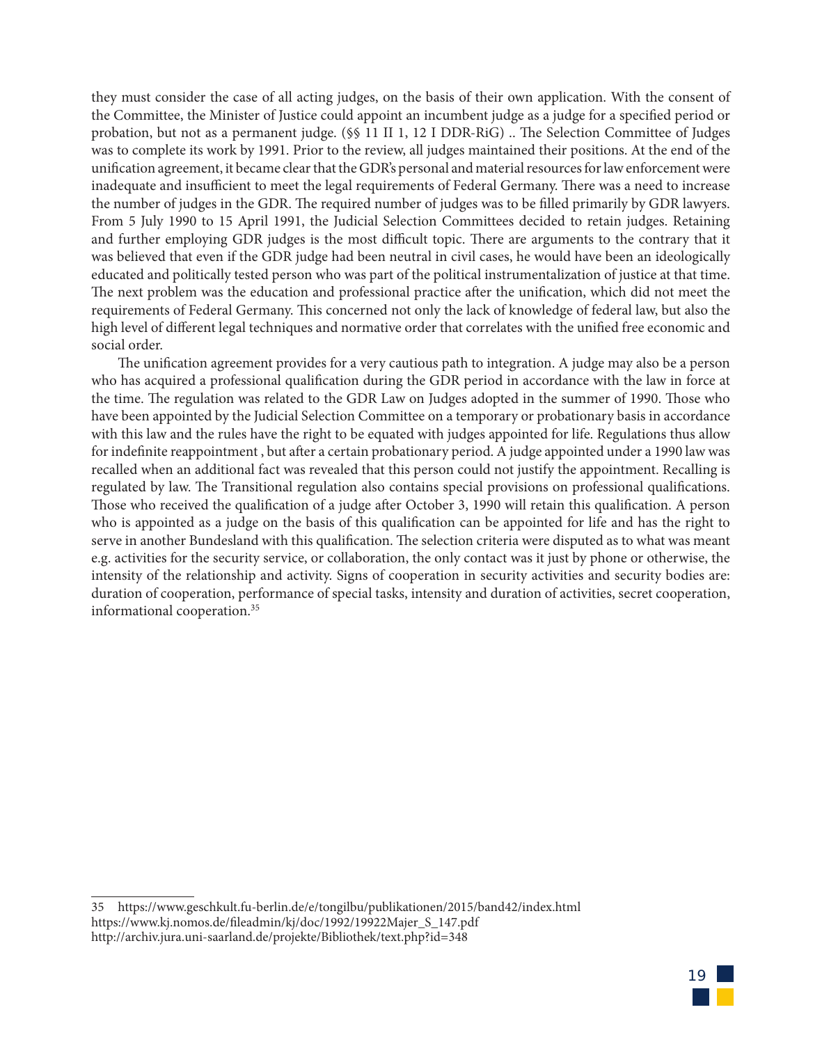they must consider the case of all acting judges, on the basis of their own application. With the consent of the Committee, the Minister of Justice could appoint an incumbent judge as a judge for a specified period or probation, but not as a permanent judge. (§§ 11 II 1, 12 I DDR-RiG) .. The Selection Committee of Judges was to complete its work by 1991. Prior to the review, all judges maintained their positions. At the end of the unification agreement, it became clear that the GDR's personal and material resources for law enforcement were inadequate and insufficient to meet the legal requirements of Federal Germany. There was a need to increase the number of judges in the GDR. The required number of judges was to be filled primarily by GDR lawyers. From 5 July 1990 to 15 April 1991, the Judicial Selection Committees decided to retain judges. Retaining and further employing GDR judges is the most difficult topic. There are arguments to the contrary that it was believed that even if the GDR judge had been neutral in civil cases, he would have been an ideologically educated and politically tested person who was part of the political instrumentalization of justice at that time. The next problem was the education and professional practice after the unification, which did not meet the requirements of Federal Germany. This concerned not only the lack of knowledge of federal law, but also the high level of different legal techniques and normative order that correlates with the unified free economic and social order.

The unification agreement provides for a very cautious path to integration. A judge may also be a person who has acquired a professional qualification during the GDR period in accordance with the law in force at the time. The regulation was related to the GDR Law on Judges adopted in the summer of 1990. Those who have been appointed by the Judicial Selection Committee on a temporary or probationary basis in accordance with this law and the rules have the right to be equated with judges appointed for life. Regulations thus allow for indefinite reappointment , but after a certain probationary period. A judge appointed under a 1990 law was recalled when an additional fact was revealed that this person could not justify the appointment. Recalling is regulated by law. The Transitional regulation also contains special provisions on professional qualifications. Those who received the qualification of a judge after October 3, 1990 will retain this qualification. A person who is appointed as a judge on the basis of this qualification can be appointed for life and has the right to serve in another Bundesland with this qualification. The selection criteria were disputed as to what was meant e.g. activities for the security service, or collaboration, the only contact was it just by phone or otherwise, the intensity of the relationship and activity. Signs of cooperation in security activities and security bodies are: duration of cooperation, performance of special tasks, intensity and duration of activities, secret cooperation, informational cooperation.[35]

---

35 https://www.geschkult.fu-berlin.de/e/tongilbu/publikationen/2015/band42/index.html
https://www.kj.nomos.de/fileadmin/kj/doc/1992/19922Majer_S_147.pdf
http://archiv.jura.uni-saarland.de/projekte/Bibliothek/text.php?id=348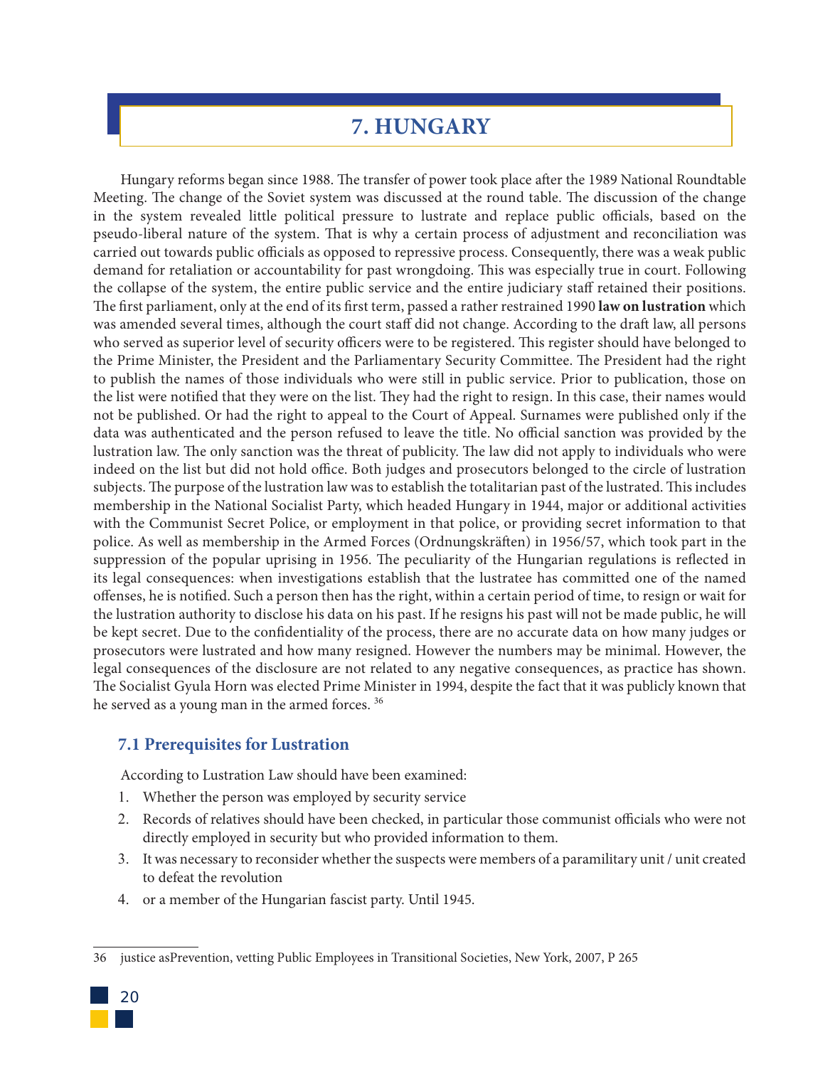# 7. HUNGARY

Hungary reforms began since 1988. The transfer of power took place after the 1989 National Roundtable Meeting. The change of the Soviet system was discussed at the round table. The discussion of the change in the system revealed little political pressure to lustrate and replace public officials, based on the pseudo-liberal nature of the system. That is why a certain process of adjustment and reconciliation was carried out towards public officials as opposed to repressive process. Consequently, there was a weak public demand for retaliation or accountability for past wrongdoing. This was especially true in court. Following the collapse of the system, the entire public service and the entire judiciary staff retained their positions. The first parliament, only at the end of its first term, passed a rather restrained 1990 **law on lustration** which was amended several times, although the court staff did not change. According to the draft law, all persons who served as superior level of security officers were to be registered. This register should have belonged to the Prime Minister, the President and the Parliamentary Security Committee. The President had the right to publish the names of those individuals who were still in public service. Prior to publication, those on the list were notified that they were on the list. They had the right to resign. In this case, their names would not be published. Or had the right to appeal to the Court of Appeal. Surnames were published only if the data was authenticated and the person refused to leave the title. No official sanction was provided by the lustration law. The only sanction was the threat of publicity. The law did not apply to individuals who were indeed on the list but did not hold office. Both judges and prosecutors belonged to the circle of lustration subjects. The purpose of the lustration law was to establish the totalitarian past of the lustrated. This includes membership in the National Socialist Party, which headed Hungary in 1944, major or additional activities with the Communist Secret Police, or employment in that police, or providing secret information to that police. As well as membership in the Armed Forces (Ordnungskräften) in 1956/57, which took part in the suppression of the popular uprising in 1956. The peculiarity of the Hungarian regulations is reflected in its legal consequences: when investigations establish that the lustratee has committed one of the named offenses, he is notified. Such a person then has the right, within a certain period of time, to resign or wait for the lustration authority to disclose his data on his past. If he resigns his past will not be made public, he will be kept secret. Due to the confidentiality of the process, there are no accurate data on how many judges or prosecutors were lustrated and how many resigned. However the numbers may be minimal. However, the legal consequences of the disclosure are not related to any negative consequences, as practice has shown. The Socialist Gyula Horn was elected Prime Minister in 1994, despite the fact that it was publicly known that he served as a young man in the armed forces. [36]

## 7.1 Prerequisites for Lustration

According to Lustration Law should have been examined:

1. Whether the person was employed by security service
2. Records of relatives should have been checked, in particular those communist officials who were not directly employed in security but who provided information to them.
3. It was necessary to reconsider whether the suspects were members of a paramilitary unit / unit created to defeat the revolution
4. or a member of the Hungarian fascist party. Until 1945.

---

36 justice asPrevention, vetting Public Employees in Transitional Societies, New York, 2007, P 265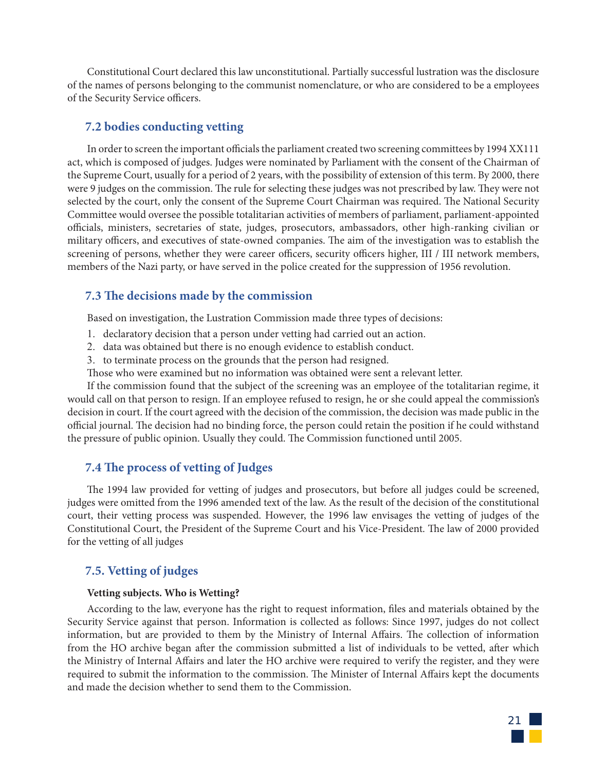Constitutional Court declared this law unconstitutional. Partially successful lustration was the disclosure of the names of persons belonging to the communist nomenclature, or who are considered to be a employees of the Security Service officers.

### 7.2 bodies conducting vetting

In order to screen the important officials the parliament created two screening committees by 1994 XX111 act, which is composed of judges. Judges were nominated by Parliament with the consent of the Chairman of the Supreme Court, usually for a period of 2 years, with the possibility of extension of this term. By 2000, there were 9 judges on the commission. The rule for selecting these judges was not prescribed by law. They were not selected by the court, only the consent of the Supreme Court Chairman was required. The National Security Committee would oversee the possible totalitarian activities of members of parliament, parliament-appointed officials, ministers, secretaries of state, judges, prosecutors, ambassadors, other high-ranking civilian or military officers, and executives of state-owned companies. The aim of the investigation was to establish the screening of persons, whether they were career officers, security officers higher, III / III network members, members of the Nazi party, or have served in the police created for the suppression of 1956 revolution.

### 7.3 The decisions made by the commission

Based on investigation, the Lustration Commission made three types of decisions:

1. declaratory decision that a person under vetting had carried out an action.
2. data was obtained but there is no enough evidence to establish conduct.
3. to terminate process on the grounds that the person had resigned.

Those who were examined but no information was obtained were sent a relevant letter.

If the commission found that the subject of the screening was an employee of the totalitarian regime, it would call on that person to resign. If an employee refused to resign, he or she could appeal the commission's decision in court. If the court agreed with the decision of the commission, the decision was made public in the official journal. The decision had no binding force, the person could retain the position if he could withstand the pressure of public opinion. Usually they could. The Commission functioned until 2005.

### 7.4 The process of vetting of Judges

The 1994 law provided for vetting of judges and prosecutors, but before all judges could be screened, judges were omitted from the 1996 amended text of the law. As the result of the decision of the constitutional court, their vetting process was suspended. However, the 1996 law envisages the vetting of judges of the Constitutional Court, the President of the Supreme Court and his Vice-President. The law of 2000 provided for the vetting of all judges

### 7.5. Vetting of judges

**Vetting subjects. Who is Wetting?**

According to the law, everyone has the right to request information, files and materials obtained by the Security Service against that person. Information is collected as follows: Since 1997, judges do not collect information, but are provided to them by the Ministry of Internal Affairs. The collection of information from the HO archive began after the commission submitted a list of individuals to be vetted, after which the Ministry of Internal Affairs and later the HO archive were required to verify the register, and they were required to submit the information to the commission. The Minister of Internal Affairs kept the documents and made the decision whether to send them to the Commission.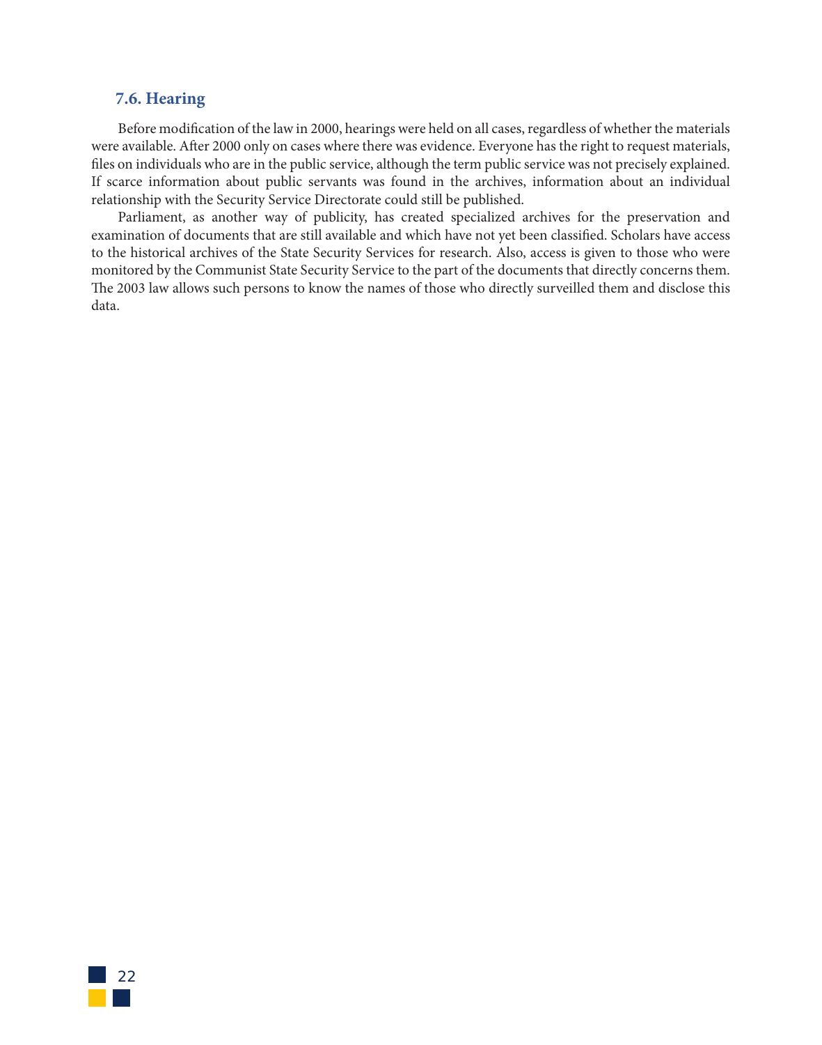### 7.6. Hearing

Before modification of the law in 2000, hearings were held on all cases, regardless of whether the materials were available. After 2000 only on cases where there was evidence. Everyone has the right to request materials, files on individuals who are in the public service, although the term public service was not precisely explained. If scarce information about public servants was found in the archives, information about an individual relationship with the Security Service Directorate could still be published.

Parliament, as another way of publicity, has created specialized archives for the preservation and examination of documents that are still available and which have not yet been classified. Scholars have access to the historical archives of the State Security Services for research. Also, access is given to those who were monitored by the Communist State Security Service to the part of the documents that directly concerns them. The 2003 law allows such persons to know the names of those who directly surveilled them and disclose this data.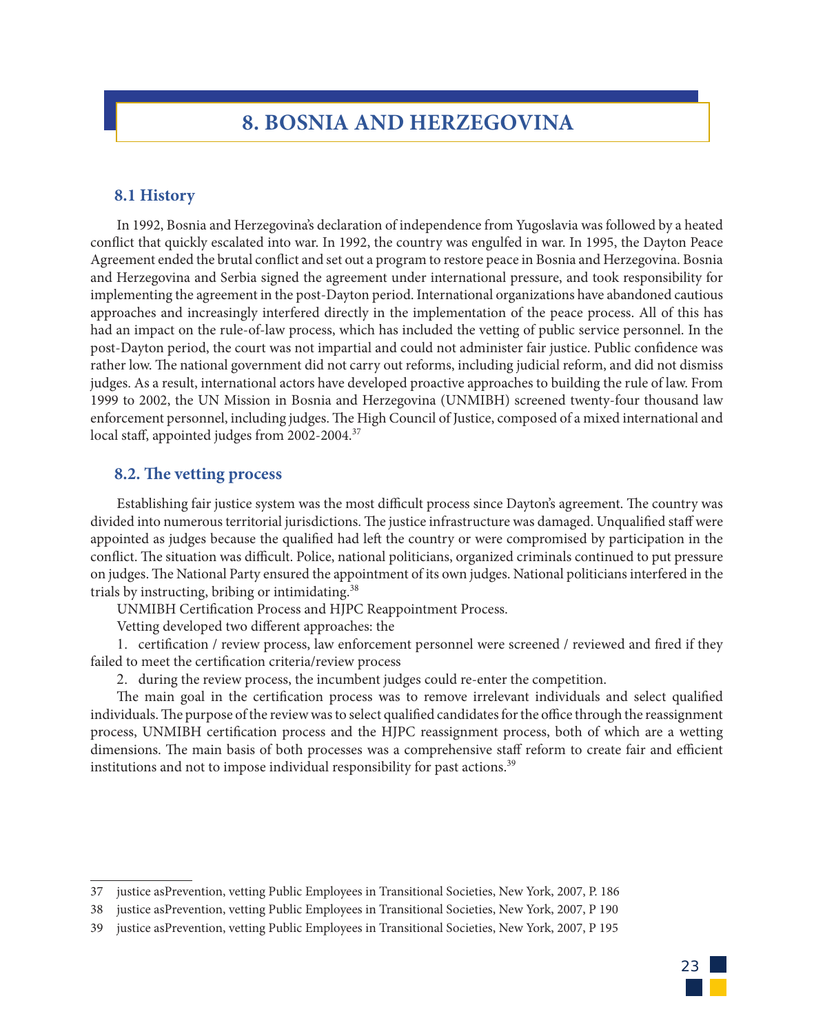# 8. BOSNIA AND HERZEGOVINA

## 8.1 History

In 1992, Bosnia and Herzegovina's declaration of independence from Yugoslavia was followed by a heated conflict that quickly escalated into war. In 1992, the country was engulfed in war. In 1995, the Dayton Peace Agreement ended the brutal conflict and set out a program to restore peace in Bosnia and Herzegovina. Bosnia and Herzegovina and Serbia signed the agreement under international pressure, and took responsibility for implementing the agreement in the post-Dayton period. International organizations have abandoned cautious approaches and increasingly interfered directly in the implementation of the peace process. All of this has had an impact on the rule-of-law process, which has included the vetting of public service personnel. In the post-Dayton period, the court was not impartial and could not administer fair justice. Public confidence was rather low. The national government did not carry out reforms, including judicial reform, and did not dismiss judges. As a result, international actors have developed proactive approaches to building the rule of law. From 1999 to 2002, the UN Mission in Bosnia and Herzegovina (UNMIBH) screened twenty-four thousand law enforcement personnel, including judges. The High Council of Justice, composed of a mixed international and local staff, appointed judges from 2002-2004.[37]

## 8.2. The vetting process

Establishing fair justice system was the most difficult process since Dayton's agreement. The country was divided into numerous territorial jurisdictions. The justice infrastructure was damaged. Unqualified staff were appointed as judges because the qualified had left the country or were compromised by participation in the conflict. The situation was difficult. Police, national politicians, organized criminals continued to put pressure on judges. The National Party ensured the appointment of its own judges. National politicians interfered in the trials by instructing, bribing or intimidating.[38]

UNMIBH Certification Process and HJPC Reappointment Process.

Vetting developed two different approaches: the

1. certification / review process, law enforcement personnel were screened / reviewed and fired if they failed to meet the certification criteria/review process
2. during the review process, the incumbent judges could re-enter the competition.

The main goal in the certification process was to remove irrelevant individuals and select qualified individuals. The purpose of the review was to select qualified candidates for the office through the reassignment process, UNMIBH certification process and the HJPC reassignment process, both of which are a wetting dimensions. The main basis of both processes was a comprehensive staff reform to create fair and efficient institutions and not to impose individual responsibility for past actions.[39]

---

37 justice asPrevention, vetting Public Employees in Transitional Societies, New York, 2007, P. 186

38 justice asPrevention, vetting Public Employees in Transitional Societies, New York, 2007, P 190

39 justice asPrevention, vetting Public Employees in Transitional Societies, New York, 2007, P 195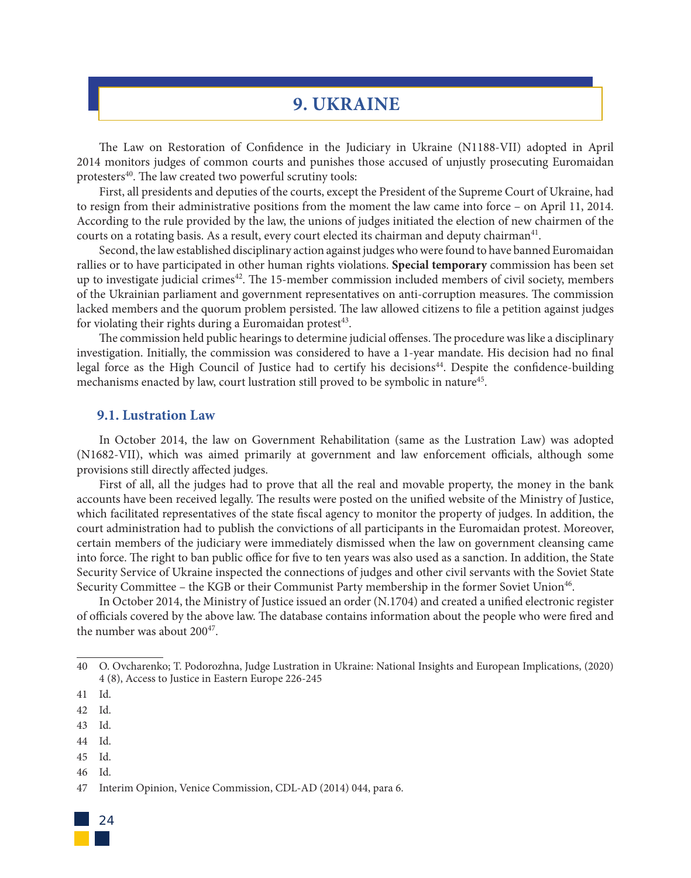# 9. UKRAINE

The Law on Restoration of Confidence in the Judiciary in Ukraine (N1188-VII) adopted in April 2014 monitors judges of common courts and punishes those accused of unjustly prosecuting Euromaidan protesters[40]. The law created two powerful scrutiny tools:

First, all presidents and deputies of the courts, except the President of the Supreme Court of Ukraine, had to resign from their administrative positions from the moment the law came into force – on April 11, 2014. According to the rule provided by the law, the unions of judges initiated the election of new chairmen of the courts on a rotating basis. As a result, every court elected its chairman and deputy chairman[41].

Second, the law established disciplinary action against judges who were found to have banned Euromaidan rallies or to have participated in other human rights violations. **Special temporary** commission has been set up to investigate judicial crimes[42]. The 15-member commission included members of civil society, members of the Ukrainian parliament and government representatives on anti-corruption measures. The commission lacked members and the quorum problem persisted. The law allowed citizens to file a petition against judges for violating their rights during a Euromaidan protest[43].

The commission held public hearings to determine judicial offenses. The procedure was like a disciplinary investigation. Initially, the commission was considered to have a 1-year mandate. His decision had no final legal force as the High Council of Justice had to certify his decisions[44]. Despite the confidence-building mechanisms enacted by law, court lustration still proved to be symbolic in nature[45].

## 9.1. Lustration Law

In October 2014, the law on Government Rehabilitation (same as the Lustration Law) was adopted (N1682-VII), which was aimed primarily at government and law enforcement officials, although some provisions still directly affected judges.

First of all, all the judges had to prove that all the real and movable property, the money in the bank accounts have been received legally. The results were posted on the unified website of the Ministry of Justice, which facilitated representatives of the state fiscal agency to monitor the property of judges. In addition, the court administration had to publish the convictions of all participants in the Euromaidan protest. Moreover, certain members of the judiciary were immediately dismissed when the law on government cleansing came into force. The right to ban public office for five to ten years was also used as a sanction. In addition, the State Security Service of Ukraine inspected the connections of judges and other civil servants with the Soviet State Security Committee – the KGB or their Communist Party membership in the former Soviet Union[46].

In October 2014, the Ministry of Justice issued an order (N.1704) and created a unified electronic register of officials covered by the above law. The database contains information about the people who were fired and the number was about 200[47].

---

40 O. Ovcharenko; T. Podorozhna, Judge Lustration in Ukraine: National Insights and European Implications, (2020) 4 (8), Access to Justice in Eastern Europe 226-245

41 Id.

42 Id.

43 Id.

44 Id.

45 Id.

46 Id.

47 Interim Opinion, Venice Commission, CDL-AD (2014) 044, para 6.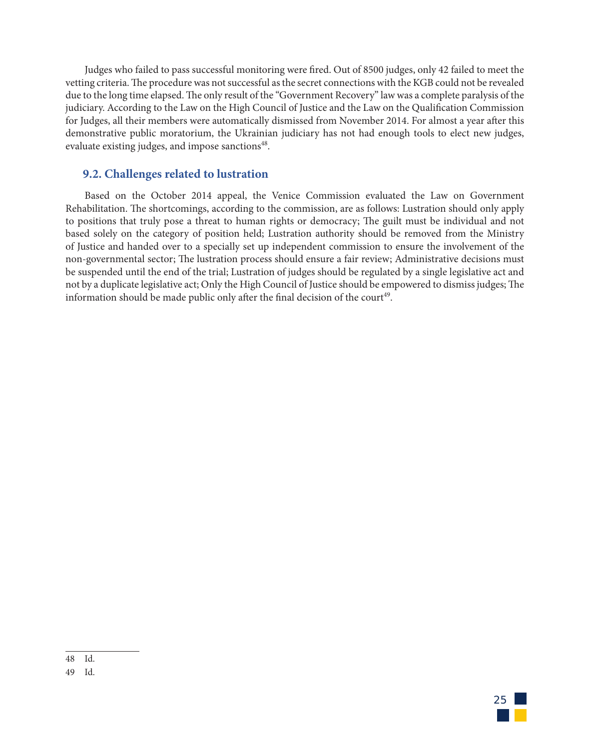Judges who failed to pass successful monitoring were fired. Out of 8500 judges, only 42 failed to meet the vetting criteria. The procedure was not successful as the secret connections with the KGB could not be revealed due to the long time elapsed. The only result of the "Government Recovery" law was a complete paralysis of the judiciary. According to the Law on the High Council of Justice and the Law on the Qualification Commission for Judges, all their members were automatically dismissed from November 2014. For almost a year after this demonstrative public moratorium, the Ukrainian judiciary has not had enough tools to elect new judges, evaluate existing judges, and impose sanctions[48].

## 9.2. Challenges related to lustration

Based on the October 2014 appeal, the Venice Commission evaluated the Law on Government Rehabilitation. The shortcomings, according to the commission, are as follows: Lustration should only apply to positions that truly pose a threat to human rights or democracy; The guilt must be individual and not based solely on the category of position held; Lustration authority should be removed from the Ministry of Justice and handed over to a specially set up independent commission to ensure the involvement of the non-governmental sector; The lustration process should ensure a fair review; Administrative decisions must be suspended until the end of the trial; Lustration of judges should be regulated by a single legislative act and not by a duplicate legislative act; Only the High Council of Justice should be empowered to dismiss judges; The information should be made public only after the final decision of the court[49].

---

48 Id.

49 Id.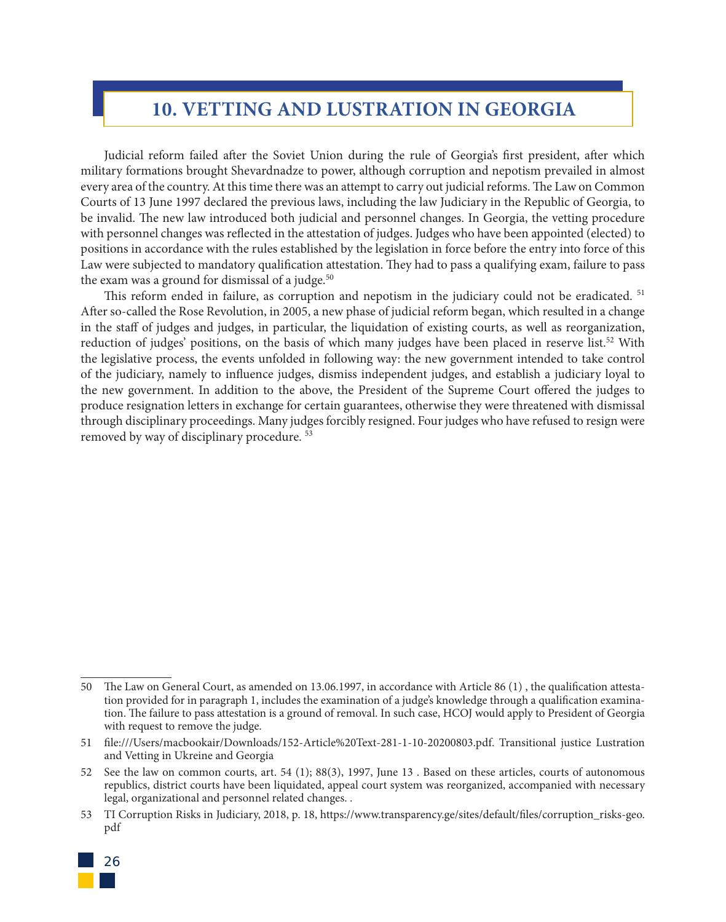# 10. VETTING AND LUSTRATION IN GEORGIA

Judicial reform failed after the Soviet Union during the rule of Georgia's first president, after which military formations brought Shevardnadze to power, although corruption and nepotism prevailed in almost every area of the country. At this time there was an attempt to carry out judicial reforms. The Law on Common Courts of 13 June 1997 declared the previous laws, including the law Judiciary in the Republic of Georgia, to be invalid. The new law introduced both judicial and personnel changes. In Georgia, the vetting procedure with personnel changes was reflected in the attestation of judges. Judges who have been appointed (elected) to positions in accordance with the rules established by the legislation in force before the entry into force of this Law were subjected to mandatory qualification attestation. They had to pass a qualifying exam, failure to pass the exam was a ground for dismissal of a judge.[50]

This reform ended in failure, as corruption and nepotism in the judiciary could not be eradicated. [51] After so-called the Rose Revolution, in 2005, a new phase of judicial reform began, which resulted in a change in the staff of judges and judges, in particular, the liquidation of existing courts, as well as reorganization, reduction of judges' positions, on the basis of which many judges have been placed in reserve list.[52] With the legislative process, the events unfolded in following way: the new government intended to take control of the judiciary, namely to influence judges, dismiss independent judges, and establish a judiciary loyal to the new government. In addition to the above, the President of the Supreme Court offered the judges to produce resignation letters in exchange for certain guarantees, otherwise they were threatened with dismissal through disciplinary proceedings. Many judges forcibly resigned. Four judges who have refused to resign were removed by way of disciplinary procedure. [53]

---

50 The Law on General Court, as amended on 13.06.1997, in accordance with Article 86 (1) , the qualification attestation provided for in paragraph 1, includes the examination of a judge's knowledge through a qualification examination. The failure to pass attestation is a ground of removal. In such case, HCOJ would apply to President of Georgia with request to remove the judge.

51 file:///Users/macbookair/Downloads/152-Article%20Text-281-1-10-20200803.pdf. Transitional justice Lustration and Vetting in Ukreine and Georgia

52 See the law on common courts, art. 54 (1); 88(3), 1997, June 13 . Based on these articles, courts of autonomous republics, district courts have been liquidated, appeal court system was reorganized, accompanied with necessary legal, organizational and personnel related changes. .

53 TI Corruption Risks in Judiciary, 2018, p. 18, https://www.transparency.ge/sites/default/files/corruption_risks-geo.pdf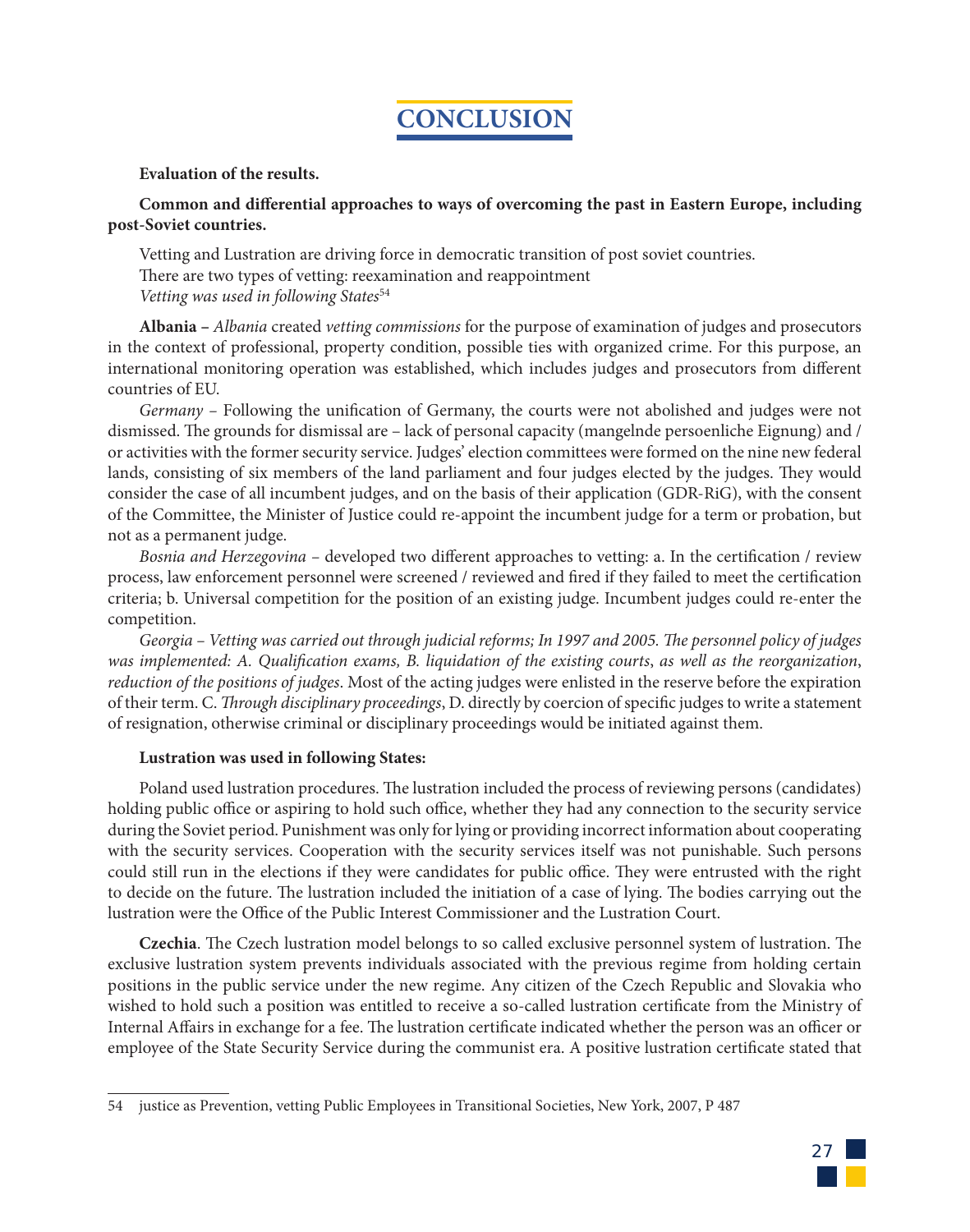# CONCLUSION

**Evaluation of the results.**

**Common and differential approaches to ways of overcoming the past in Eastern Europe, including post-Soviet countries.**

Vetting and Lustration are driving force in democratic transition of post soviet countries.
There are two types of vetting: reexamination and reappointment
*Vetting was used in following States*[54]

**Albania** – *Albania* created *vetting commissions* for the purpose of examination of judges and prosecutors in the context of professional, property condition, possible ties with organized crime. For this purpose, an international monitoring operation was established, which includes judges and prosecutors from different countries of EU.

*Germany* – Following the unification of Germany, the courts were not abolished and judges were not dismissed. The grounds for dismissal are – lack of personal capacity (mangelnde persoenliche Eignung) and / or activities with the former security service. Judges' election committees were formed on the nine new federal lands, consisting of six members of the land parliament and four judges elected by the judges. They would consider the case of all incumbent judges, and on the basis of their application (GDR-RiG), with the consent of the Committee, the Minister of Justice could re-appoint the incumbent judge for a term or probation, but not as a permanent judge.

*Bosnia and Herzegovina* – developed two different approaches to vetting: a. In the certification / review process, law enforcement personnel were screened / reviewed and fired if they failed to meet the certification criteria; b. Universal competition for the position of an existing judge. Incumbent judges could re-enter the competition.

*Georgia – Vetting was carried out through judicial reforms; In 1997 and 2005. The personnel policy of judges was implemented: A. Qualification exams, B. liquidation of the existing courts*, *as well as the reorganization*, *reduction of the positions of judges*. Most of the acting judges were enlisted in the reserve before the expiration of their term. C. *Through disciplinary proceedings*, D. directly by coercion of specific judges to write a statement of resignation, otherwise criminal or disciplinary proceedings would be initiated against them.

**Lustration was used in following States:**

Poland used lustration procedures. The lustration included the process of reviewing persons (candidates) holding public office or aspiring to hold such office, whether they had any connection to the security service during the Soviet period. Punishment was only for lying or providing incorrect information about cooperating with the security services. Cooperation with the security services itself was not punishable. Such persons could still run in the elections if they were candidates for public office. They were entrusted with the right to decide on the future. The lustration included the initiation of a case of lying. The bodies carrying out the lustration were the Office of the Public Interest Commissioner and the Lustration Court.

**Czechia**. The Czech lustration model belongs to so called exclusive personnel system of lustration. The exclusive lustration system prevents individuals associated with the previous regime from holding certain positions in the public service under the new regime. Any citizen of the Czech Republic and Slovakia who wished to hold such a position was entitled to receive a so-called lustration certificate from the Ministry of Internal Affairs in exchange for a fee. The lustration certificate indicated whether the person was an officer or employee of the State Security Service during the communist era. A positive lustration certificate stated that

---

54 justice as Prevention, vetting Public Employees in Transitional Societies, New York, 2007, P 487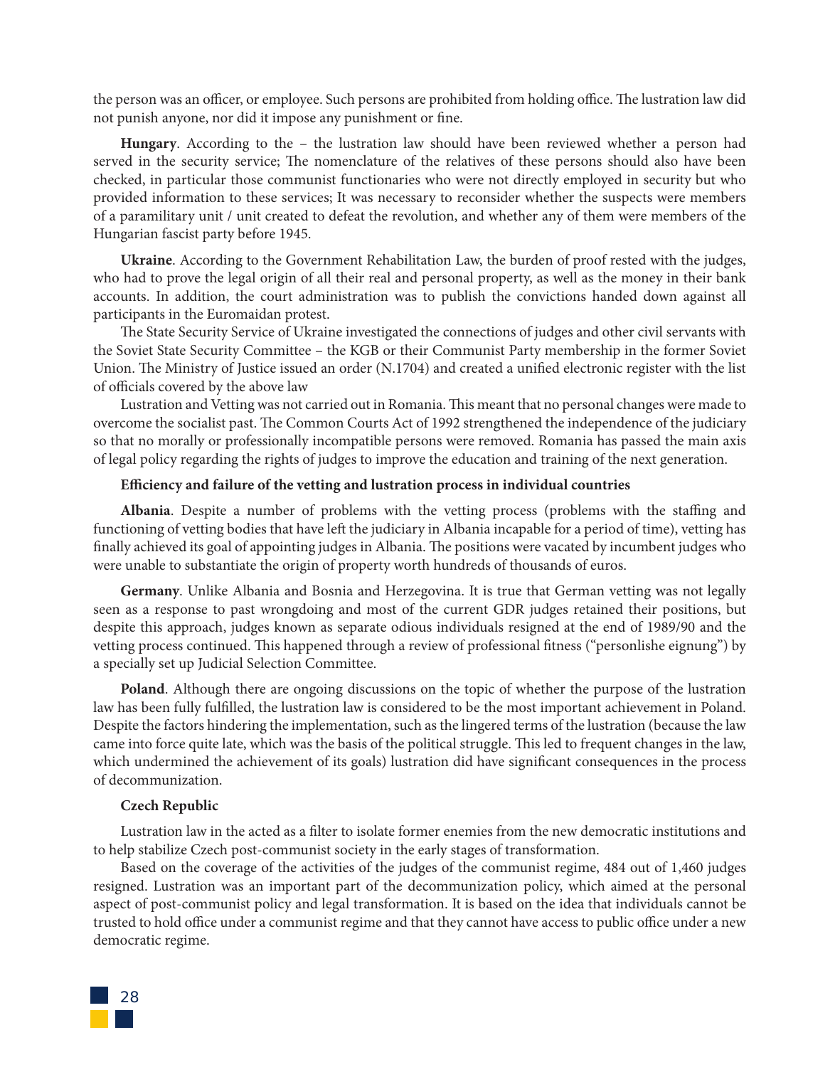the person was an officer, or employee. Such persons are prohibited from holding office. The lustration law did not punish anyone, nor did it impose any punishment or fine.

**Hungary**. According to the – the lustration law should have been reviewed whether a person had served in the security service; The nomenclature of the relatives of these persons should also have been checked, in particular those communist functionaries who were not directly employed in security but who provided information to these services; It was necessary to reconsider whether the suspects were members of a paramilitary unit / unit created to defeat the revolution, and whether any of them were members of the Hungarian fascist party before 1945.

**Ukraine**. According to the Government Rehabilitation Law, the burden of proof rested with the judges, who had to prove the legal origin of all their real and personal property, as well as the money in their bank accounts. In addition, the court administration was to publish the convictions handed down against all participants in the Euromaidan protest.

The State Security Service of Ukraine investigated the connections of judges and other civil servants with the Soviet State Security Committee – the KGB or their Communist Party membership in the former Soviet Union. The Ministry of Justice issued an order (N.1704) and created a unified electronic register with the list of officials covered by the above law

Lustration and Vetting was not carried out in Romania. This meant that no personal changes were made to overcome the socialist past. The Common Courts Act of 1992 strengthened the independence of the judiciary so that no morally or professionally incompatible persons were removed. Romania has passed the main axis of legal policy regarding the rights of judges to improve the education and training of the next generation.

**Efficiency and failure of the vetting and lustration process in individual countries**

**Albania**. Despite a number of problems with the vetting process (problems with the staffing and functioning of vetting bodies that have left the judiciary in Albania incapable for a period of time), vetting has finally achieved its goal of appointing judges in Albania. The positions were vacated by incumbent judges who were unable to substantiate the origin of property worth hundreds of thousands of euros.

**Germany**. Unlike Albania and Bosnia and Herzegovina. It is true that German vetting was not legally seen as a response to past wrongdoing and most of the current GDR judges retained their positions, but despite this approach, judges known as separate odious individuals resigned at the end of 1989/90 and the vetting process continued. This happened through a review of professional fitness ("personlishe eignung") by a specially set up Judicial Selection Committee.

**Poland**. Although there are ongoing discussions on the topic of whether the purpose of the lustration law has been fully fulfilled, the lustration law is considered to be the most important achievement in Poland. Despite the factors hindering the implementation, such as the lingered terms of the lustration (because the law came into force quite late, which was the basis of the political struggle. This led to frequent changes in the law, which undermined the achievement of its goals) lustration did have significant consequences in the process of decommunization.

**Czech Republic**

Lustration law in the acted as a filter to isolate former enemies from the new democratic institutions and to help stabilize Czech post-communist society in the early stages of transformation.

Based on the coverage of the activities of the judges of the communist regime, 484 out of 1,460 judges resigned. Lustration was an important part of the decommunization policy, which aimed at the personal aspect of post-communist policy and legal transformation. It is based on the idea that individuals cannot be trusted to hold office under a communist regime and that they cannot have access to public office under a new democratic regime.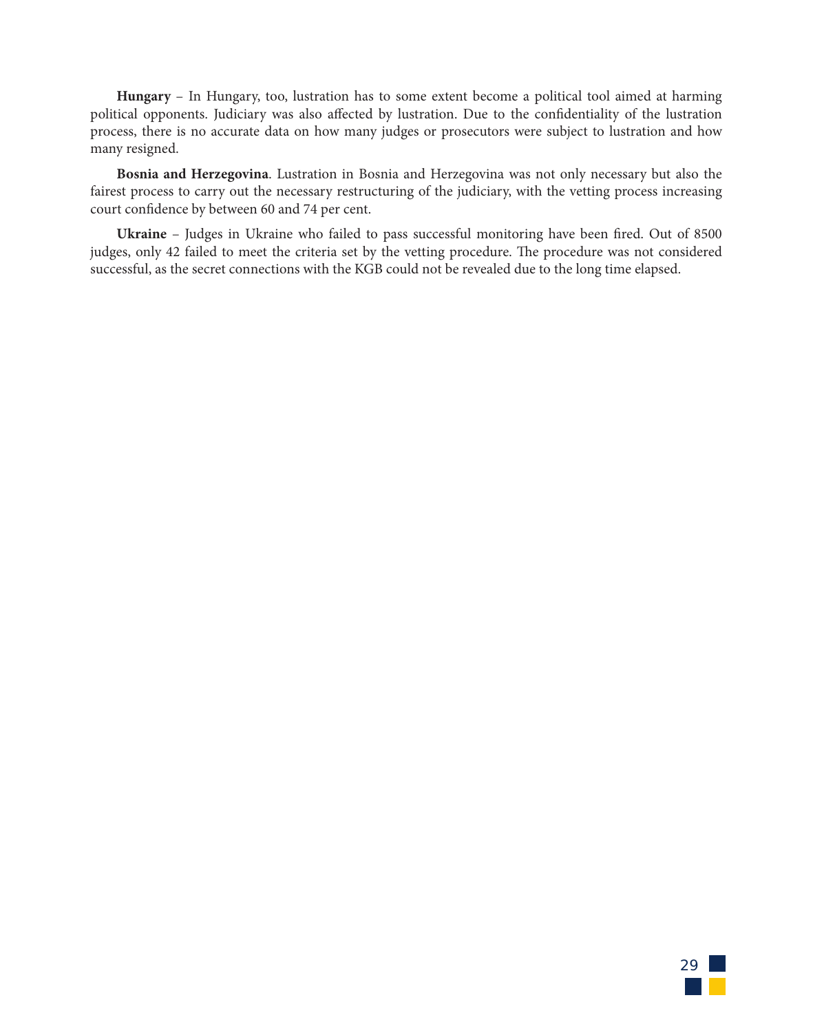**Hungary** – In Hungary, too, lustration has to some extent become a political tool aimed at harming political opponents. Judiciary was also affected by lustration. Due to the confidentiality of the lustration process, there is no accurate data on how many judges or prosecutors were subject to lustration and how many resigned.

**Bosnia and Herzegovina**. Lustration in Bosnia and Herzegovina was not only necessary but also the fairest process to carry out the necessary restructuring of the judiciary, with the vetting process increasing court confidence by between 60 and 74 per cent.

**Ukraine** – Judges in Ukraine who failed to pass successful monitoring have been fired. Out of 8500 judges, only 42 failed to meet the criteria set by the vetting procedure. The procedure was not considered successful, as the secret connections with the KGB could not be revealed due to the long time elapsed.